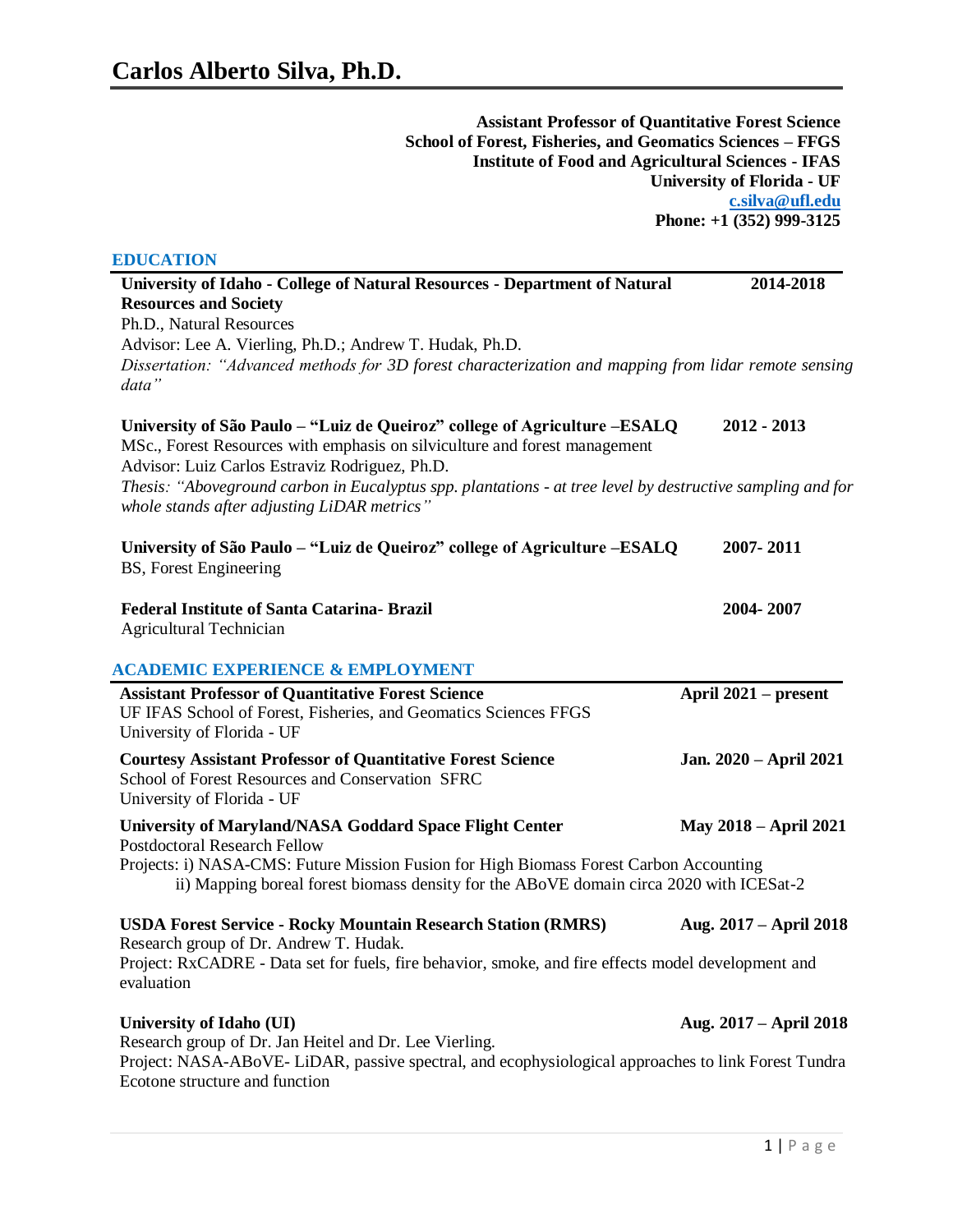# Carlos Alberto Silva, Ph.D.

**Assistant Professor of Quantitative Forest Science**
**School of Forest, Fisheries, and Geomatics Sciences – FFGS**
**Institute of Food and Agricultural Sciences - IFAS**
**University of Florida - UF**
**[c.silva@ufl.edu](mailto:c.silva@ufl.edu)**
**Phone: +1 (352) 999-3125**

## EDUCATION

**University of Idaho - College of Natural Resources - Department of Natural Resources and Society** **2014-2018**
Ph.D., Natural Resources
Advisor: Lee A. Vierling, Ph.D.; Andrew T. Hudak, Ph.D.
*Dissertation: "Advanced methods for 3D forest characterization and mapping from lidar remote sensing data"*

**University of São Paulo – "Luiz de Queiroz" college of Agriculture –ESALQ** **2012 - 2013**
MSc., Forest Resources with emphasis on silviculture and forest management
Advisor: Luiz Carlos Estraviz Rodriguez, Ph.D.
*Thesis: "Aboveground carbon in Eucalyptus spp. plantations - at tree level by destructive sampling and for whole stands after adjusting LiDAR metrics"*

**University of São Paulo – "Luiz de Queiroz" college of Agriculture –ESALQ** **2007- 2011**
BS, Forest Engineering

**Federal Institute of Santa Catarina- Brazil** **2004- 2007**
Agricultural Technician

## ACADEMIC EXPERIENCE & EMPLOYMENT

**Assistant Professor of Quantitative Forest Science** **April 2021 – present**
UF IFAS School of Forest, Fisheries, and Geomatics Sciences FFGS
University of Florida - UF

**Courtesy Assistant Professor of Quantitative Forest Science** **Jan. 2020 – April 2021**
School of Forest Resources and Conservation SFRC
University of Florida - UF

**University of Maryland/NASA Goddard Space Flight Center** **May 2018 – April 2021**
Postdoctoral Research Fellow
Projects: i) NASA-CMS: Future Mission Fusion for High Biomass Forest Carbon Accounting
ii) Mapping boreal forest biomass density for the ABoVE domain circa 2020 with ICESat-2

**USDA Forest Service - Rocky Mountain Research Station (RMRS)** **Aug. 2017 – April 2018**
Research group of Dr. Andrew T. Hudak.
Project: RxCADRE - Data set for fuels, fire behavior, smoke, and fire effects model development and evaluation

**University of Idaho (UI)** **Aug. 2017 – April 2018**
Research group of Dr. Jan Heitel and Dr. Lee Vierling.
Project: NASA-ABoVE- LiDAR, passive spectral, and ecophysiological approaches to link Forest Tundra Ecotone structure and function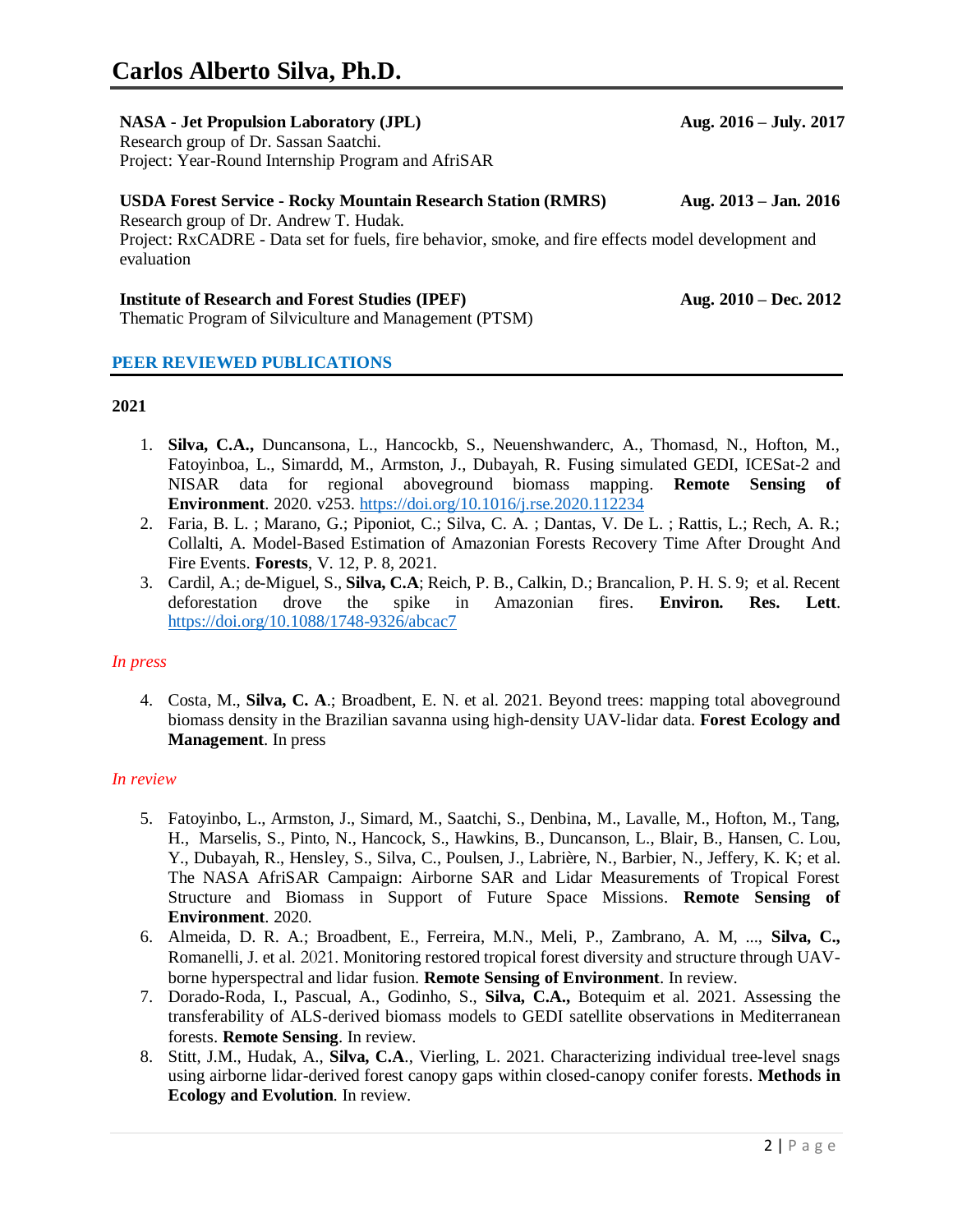**NASA - Jet Propulsion Laboratory (JPL)** **Aug. 2016 – July. 2017**
Research group of Dr. Sassan Saatchi.
Project: Year-Round Internship Program and AfriSAR

**USDA Forest Service - Rocky Mountain Research Station (RMRS)** **Aug. 2013 – Jan. 2016**
Research group of Dr. Andrew T. Hudak.
Project: RxCADRE - Data set for fuels, fire behavior, smoke, and fire effects model development and evaluation

**Institute of Research and Forest Studies (IPEF)** **Aug. 2010 – Dec. 2012**
Thematic Program of Silviculture and Management (PTSM)

## PEER REVIEWED PUBLICATIONS

### 2021

1. **Silva, C.A.,** Duncansona, L., Hancockb, S., Neuenshwanderc, A., Thomasd, N., Hofton, M., Fatoyinboa, L., Simardd, M., Armston, J., Dubayah, R. Fusing simulated GEDI, ICESat-2 and NISAR data for regional aboveground biomass mapping. **Remote Sensing of Environment**. 2020. v253. https://doi.org/10.1016/j.rse.2020.112234
2. Faria, B. L. ; Marano, G.; Piponiot, C.; Silva, C. A. ; Dantas, V. De L. ; Rattis, L.; Rech, A. R.; Collalti, A. Model-Based Estimation of Amazonian Forests Recovery Time After Drought And Fire Events. **Forests**, V. 12, P. 8, 2021.
3. Cardil, A.; de-Miguel, S., **Silva, C.A**; Reich, P. B., Calkin, D.; Brancalion, P. H. S. 9; et al. Recent deforestation drove the spike in Amazonian fires. **Environ. Res. Lett**. https://doi.org/10.1088/1748-9326/abcac7

*In press*

4. Costa, M., **Silva, C. A**.; Broadbent, E. N. et al. 2021. Beyond trees: mapping total aboveground biomass density in the Brazilian savanna using high-density UAV-lidar data. **Forest Ecology and Management**. In press

*In review*

5. Fatoyinbo, L., Armston, J., Simard, M., Saatchi, S., Denbina, M., Lavalle, M., Hofton, M., Tang, H., Marselis, S., Pinto, N., Hancock, S., Hawkins, B., Duncanson, L., Blair, B., Hansen, C. Lou, Y., Dubayah, R., Hensley, S., Silva, C., Poulsen, J., Labrière, N., Barbier, N., Jeffery, K. K; et al. The NASA AfriSAR Campaign: Airborne SAR and Lidar Measurements of Tropical Forest Structure and Biomass in Support of Future Space Missions. **Remote Sensing of Environment**. 2020.
6. Almeida, D. R. A.; Broadbent, E., Ferreira, M.N., Meli, P., Zambrano, A. M, ..., **Silva, C.,** Romanelli, J. et al. 2021. Monitoring restored tropical forest diversity and structure through UAV-borne hyperspectral and lidar fusion. **Remote Sensing of Environment**. In review.
7. Dorado-Roda, I., Pascual, A., Godinho, S., **Silva, C.A.,** Botequim et al. 2021. Assessing the transferability of ALS-derived biomass models to GEDI satellite observations in Mediterranean forests. **Remote Sensing**. In review.
8. Stitt, J.M., Hudak, A., **Silva, C.A**., Vierling, L. 2021. Characterizing individual tree-level snags using airborne lidar-derived forest canopy gaps within closed-canopy conifer forests. **Methods in Ecology and Evolution**. In review.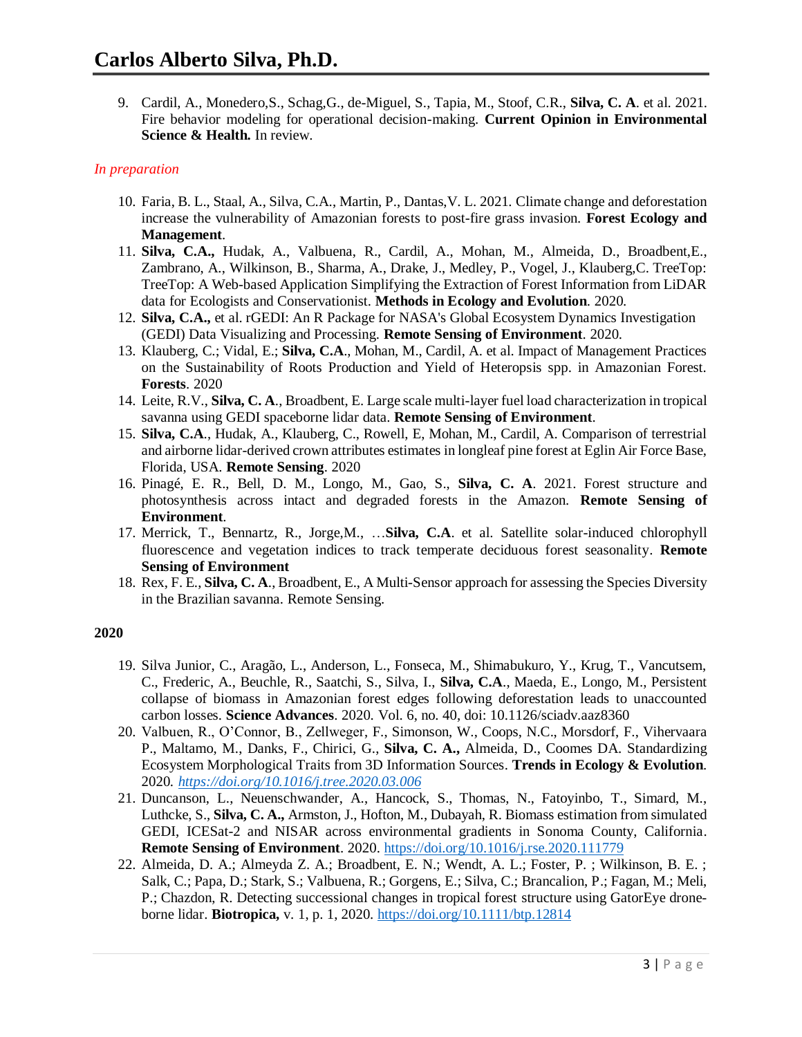9. Cardil, A., Monedero,S., Schag,G., de-Miguel, S., Tapia, M., Stoof, C.R., **Silva, C. A**. et al. 2021. Fire behavior modeling for operational decision-making. **Current Opinion in Environmental Science & Health.** In review.

*In preparation*

10. Faria, B. L., Staal, A., Silva, C.A., Martin, P., Dantas,V. L. 2021. Climate change and deforestation increase the vulnerability of Amazonian forests to post-fire grass invasion. **Forest Ecology and Management**.
11. **Silva, C.A.,** Hudak, A., Valbuena, R., Cardil, A., Mohan, M., Almeida, D., Broadbent,E., Zambrano, A., Wilkinson, B., Sharma, A., Drake, J., Medley, P., Vogel, J., Klauberg,C. TreeTop: TreeTop: A Web-based Application Simplifying the Extraction of Forest Information from LiDAR data for Ecologists and Conservationist. **Methods in Ecology and Evolution**. 2020.
12. **Silva, C.A.,** et al. rGEDI: An R Package for NASA's Global Ecosystem Dynamics Investigation (GEDI) Data Visualizing and Processing. **Remote Sensing of Environment**. 2020.
13. Klauberg, C.; Vidal, E.; **Silva, C.A**., Mohan, M., Cardil, A. et al. Impact of Management Practices on the Sustainability of Roots Production and Yield of Heteropsis spp. in Amazonian Forest. **Forests**. 2020
14. Leite, R.V., **Silva, C. A**., Broadbent, E. Large scale multi-layer fuel load characterization in tropical savanna using GEDI spaceborne lidar data. **Remote Sensing of Environment**.
15. **Silva, C.A**., Hudak, A., Klauberg, C., Rowell, E, Mohan, M., Cardil, A. Comparison of terrestrial and airborne lidar-derived crown attributes estimates in longleaf pine forest at Eglin Air Force Base, Florida, USA. **Remote Sensing**. 2020
16. Pinagé, E. R., Bell, D. M., Longo, M., Gao, S., **Silva, C. A**. 2021. Forest structure and photosynthesis across intact and degraded forests in the Amazon. **Remote Sensing of Environment**.
17. Merrick, T., Bennartz, R., Jorge,M., …**Silva, C.A**. et al. Satellite solar-induced chlorophyll fluorescence and vegetation indices to track temperate deciduous forest seasonality. **Remote Sensing of Environment**
18. Rex, F. E., **Silva, C. A**., Broadbent, E., A Multi-Sensor approach for assessing the Species Diversity in the Brazilian savanna. Remote Sensing.

**2020**

19. Silva Junior, C., Aragão, L., Anderson, L., Fonseca, M., Shimabukuro, Y., Krug, T., Vancutsem, C., Frederic, A., Beuchle, R., Saatchi, S., Silva, I., **Silva, C.A**., Maeda, E., Longo, M., Persistent collapse of biomass in Amazonian forest edges following deforestation leads to unaccounted carbon losses. **Science Advances**. 2020. Vol. 6, no. 40, doi: 10.1126/sciadv.aaz8360
20. Valbuen, R., O'Connor, B., Zellweger, F., Simonson, W., Coops, N.C., Morsdorf, F., Vihervaara P., Maltamo, M., Danks, F., Chirici, G., **Silva, C. A.,** Almeida, D., Coomes DA. Standardizing Ecosystem Morphological Traits from 3D Information Sources. **Trends in Ecology & Evolution**. 2020. *https://doi.org/10.1016/j.tree.2020.03.006*
21. Duncanson, L., Neuenschwander, A., Hancock, S., Thomas, N., Fatoyinbo, T., Simard, M., Luthcke, S., **Silva, C. A.,** Armston, J., Hofton, M., Dubayah, R. Biomass estimation from simulated GEDI, ICESat-2 and NISAR across environmental gradients in Sonoma County, California. **Remote Sensing of Environment**. 2020. https://doi.org/10.1016/j.rse.2020.111779
22. Almeida, D. A.; Almeyda Z. A.; Broadbent, E. N.; Wendt, A. L.; Foster, P. ; Wilkinson, B. E. ; Salk, C.; Papa, D.; Stark, S.; Valbuena, R.; Gorgens, E.; Silva, C.; Brancalion, P.; Fagan, M.; Meli, P.; Chazdon, R. Detecting successional changes in tropical forest structure using GatorEye drone-borne lidar. **Biotropica,** v. 1, p. 1, 2020. https://doi.org/10.1111/btp.12814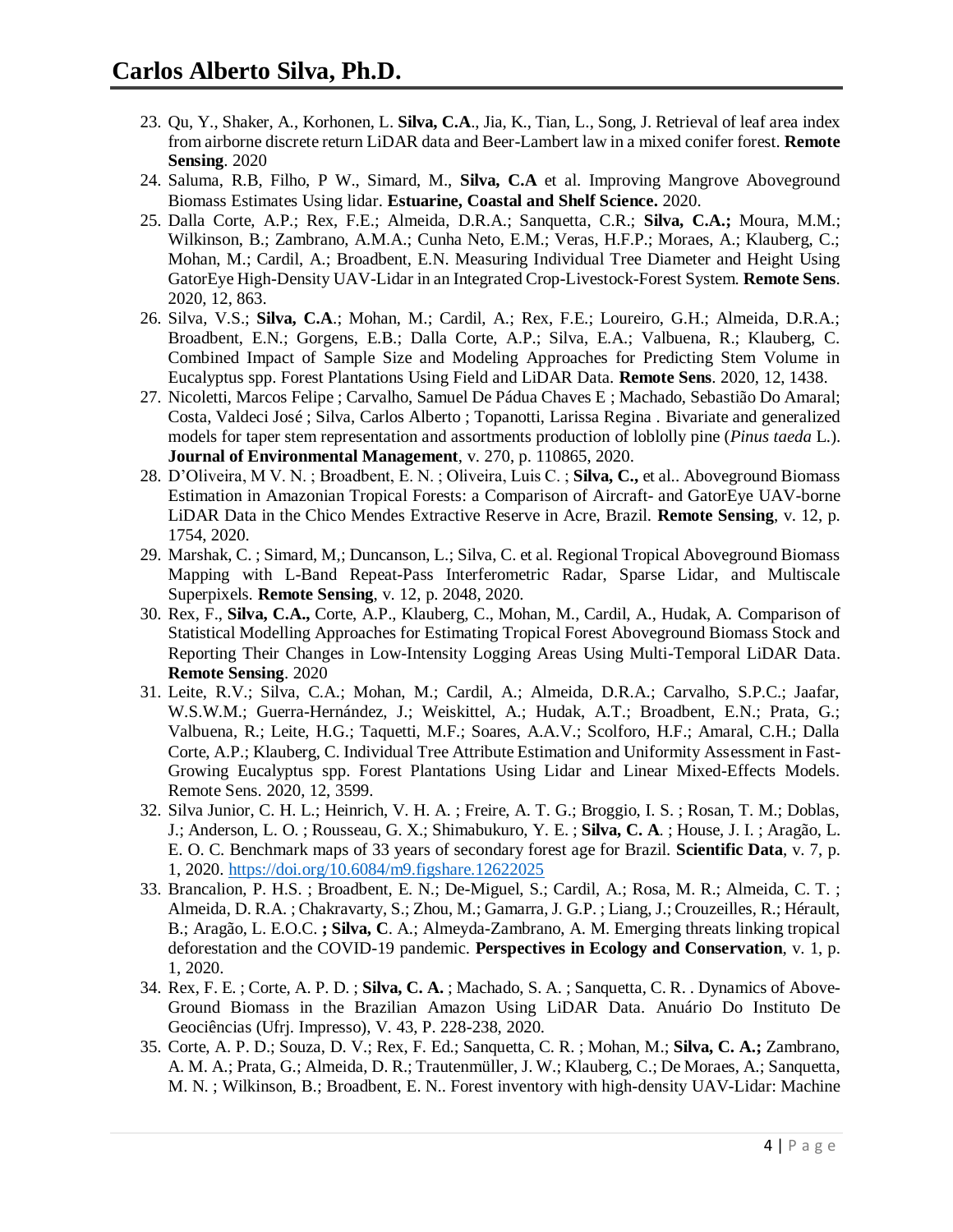23. Qu, Y., Shaker, A., Korhonen, L. **Silva, C.A**., Jia, K., Tian, L., Song, J. Retrieval of leaf area index from airborne discrete return LiDAR data and Beer-Lambert law in a mixed conifer forest. **Remote Sensing**. 2020
24. Saluma, R.B, Filho, P W., Simard, M., **Silva, C.A** et al. Improving Mangrove Aboveground Biomass Estimates Using lidar. **Estuarine, Coastal and Shelf Science.** 2020.
25. Dalla Corte, A.P.; Rex, F.E.; Almeida, D.R.A.; Sanquetta, C.R.; **Silva, C.A.;** Moura, M.M.; Wilkinson, B.; Zambrano, A.M.A.; Cunha Neto, E.M.; Veras, H.F.P.; Moraes, A.; Klauberg, C.; Mohan, M.; Cardil, A.; Broadbent, E.N. Measuring Individual Tree Diameter and Height Using GatorEye High-Density UAV-Lidar in an Integrated Crop-Livestock-Forest System. **Remote Sens**. 2020, 12, 863.
26. Silva, V.S.; **Silva, C.A**.; Mohan, M.; Cardil, A.; Rex, F.E.; Loureiro, G.H.; Almeida, D.R.A.; Broadbent, E.N.; Gorgens, E.B.; Dalla Corte, A.P.; Silva, E.A.; Valbuena, R.; Klauberg, C. Combined Impact of Sample Size and Modeling Approaches for Predicting Stem Volume in Eucalyptus spp. Forest Plantations Using Field and LiDAR Data. **Remote Sens**. 2020, 12, 1438.
27. Nicoletti, Marcos Felipe ; Carvalho, Samuel De Pádua Chaves E ; Machado, Sebastião Do Amaral; Costa, Valdeci José ; Silva, Carlos Alberto ; Topanotti, Larissa Regina . Bivariate and generalized models for taper stem representation and assortments production of loblolly pine (*Pinus taeda* L.). **Journal of Environmental Management**, v. 270, p. 110865, 2020.
28. D'Oliveira, M V. N. ; Broadbent, E. N. ; Oliveira, Luis C. ; **Silva, C.,** et al.. Aboveground Biomass Estimation in Amazonian Tropical Forests: a Comparison of Aircraft- and GatorEye UAV-borne LiDAR Data in the Chico Mendes Extractive Reserve in Acre, Brazil. **Remote Sensing**, v. 12, p. 1754, 2020.
29. Marshak, C. ; Simard, M,; Duncanson, L.; Silva, C. et al. Regional Tropical Aboveground Biomass Mapping with L-Band Repeat-Pass Interferometric Radar, Sparse Lidar, and Multiscale Superpixels. **Remote Sensing**, v. 12, p. 2048, 2020.
30. Rex, F., **Silva, C.A.,** Corte, A.P., Klauberg, C., Mohan, M., Cardil, A., Hudak, A. Comparison of Statistical Modelling Approaches for Estimating Tropical Forest Aboveground Biomass Stock and Reporting Their Changes in Low-Intensity Logging Areas Using Multi-Temporal LiDAR Data. **Remote Sensing**. 2020
31. Leite, R.V.; Silva, C.A.; Mohan, M.; Cardil, A.; Almeida, D.R.A.; Carvalho, S.P.C.; Jaafar, W.S.W.M.; Guerra-Hernández, J.; Weiskittel, A.; Hudak, A.T.; Broadbent, E.N.; Prata, G.; Valbuena, R.; Leite, H.G.; Taquetti, M.F.; Soares, A.A.V.; Scolforo, H.F.; Amaral, C.H.; Dalla Corte, A.P.; Klauberg, C. Individual Tree Attribute Estimation and Uniformity Assessment in Fast-Growing Eucalyptus spp. Forest Plantations Using Lidar and Linear Mixed-Effects Models. Remote Sens. 2020, 12, 3599.
32. Silva Junior, C. H. L.; Heinrich, V. H. A. ; Freire, A. T. G.; Broggio, I. S. ; Rosan, T. M.; Doblas, J.; Anderson, L. O. ; Rousseau, G. X.; Shimabukuro, Y. E. ; **Silva, C. A**. ; House, J. I. ; Aragão, L. E. O. C. Benchmark maps of 33 years of secondary forest age for Brazil. **Scientific Data**, v. 7, p. 1, 2020. https://doi.org/10.6084/m9.figshare.12622025
33. Brancalion, P. H.S. ; Broadbent, E. N.; De-Miguel, S.; Cardil, A.; Rosa, M. R.; Almeida, C. T. ; Almeida, D. R.A. ; Chakravarty, S.; Zhou, M.; Gamarra, J. G.P. ; Liang, J.; Crouzeilles, R.; Hérault, B.; Aragão, L. E.O.C. **; Silva, C**. A.; Almeyda-Zambrano, A. M. Emerging threats linking tropical deforestation and the COVID-19 pandemic. **Perspectives in Ecology and Conservation**, v. 1, p. 1, 2020.
34. Rex, F. E. ; Corte, A. P. D. ; **Silva, C. A.** ; Machado, S. A. ; Sanquetta, C. R. . Dynamics of Above-Ground Biomass in the Brazilian Amazon Using LiDAR Data. Anuário Do Instituto De Geociências (Ufrj. Impresso), V. 43, P. 228-238, 2020.
35. Corte, A. P. D.; Souza, D. V.; Rex, F. Ed.; Sanquetta, C. R. ; Mohan, M.; **Silva, C. A.;** Zambrano, A. M. A.; Prata, G.; Almeida, D. R.; Trautenmüller, J. W.; Klauberg, C.; De Moraes, A.; Sanquetta, M. N. ; Wilkinson, B.; Broadbent, E. N.. Forest inventory with high-density UAV-Lidar: Machine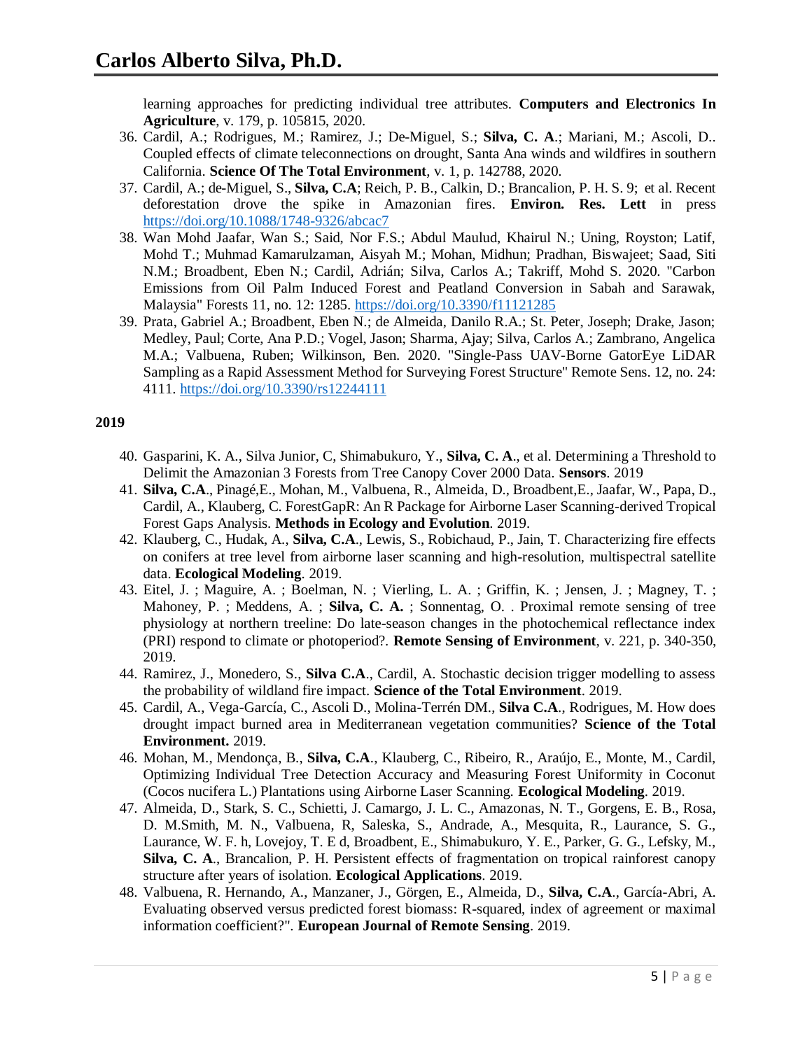learning approaches for predicting individual tree attributes. **Computers and Electronics In Agriculture**, v. 179, p. 105815, 2020.

36. Cardil, A.; Rodrigues, M.; Ramirez, J.; De-Miguel, S.; **Silva, C. A**.; Mariani, M.; Ascoli, D.. Coupled effects of climate teleconnections on drought, Santa Ana winds and wildfires in southern California. **Science Of The Total Environment**, v. 1, p. 142788, 2020.
37. Cardil, A.; de-Miguel, S., **Silva, C.A**; Reich, P. B., Calkin, D.; Brancalion, P. H. S. 9; et al. Recent deforestation drove the spike in Amazonian fires. **Environ. Res. Lett** in press https://doi.org/10.1088/1748-9326/abcac7
38. Wan Mohd Jaafar, Wan S.; Said, Nor F.S.; Abdul Maulud, Khairul N.; Uning, Royston; Latif, Mohd T.; Muhmad Kamarulzaman, Aisyah M.; Mohan, Midhun; Pradhan, Biswajeet; Saad, Siti N.M.; Broadbent, Eben N.; Cardil, Adrián; Silva, Carlos A.; Takriff, Mohd S. 2020. "Carbon Emissions from Oil Palm Induced Forest and Peatland Conversion in Sabah and Sarawak, Malaysia" Forests 11, no. 12: 1285. https://doi.org/10.3390/f11121285
39. Prata, Gabriel A.; Broadbent, Eben N.; de Almeida, Danilo R.A.; St. Peter, Joseph; Drake, Jason; Medley, Paul; Corte, Ana P.D.; Vogel, Jason; Sharma, Ajay; Silva, Carlos A.; Zambrano, Angelica M.A.; Valbuena, Ruben; Wilkinson, Ben. 2020. "Single-Pass UAV-Borne GatorEye LiDAR Sampling as a Rapid Assessment Method for Surveying Forest Structure" Remote Sens. 12, no. 24: 4111. https://doi.org/10.3390/rs12244111

**2019**

40. Gasparini, K. A., Silva Junior, C, Shimabukuro, Y., **Silva, C. A**., et al. Determining a Threshold to Delimit the Amazonian 3 Forests from Tree Canopy Cover 2000 Data. **Sensors**. 2019
41. **Silva, C.A**., Pinagé,E., Mohan, M., Valbuena, R., Almeida, D., Broadbent,E., Jaafar, W., Papa, D., Cardil, A., Klauberg, C. ForestGapR: An R Package for Airborne Laser Scanning-derived Tropical Forest Gaps Analysis. **Methods in Ecology and Evolution**. 2019.
42. Klauberg, C., Hudak, A., **Silva, C.A**., Lewis, S., Robichaud, P., Jain, T. Characterizing fire effects on conifers at tree level from airborne laser scanning and high-resolution, multispectral satellite data. **Ecological Modeling**. 2019.
43. Eitel, J. ; Maguire, A. ; Boelman, N. ; Vierling, L. A. ; Griffin, K. ; Jensen, J. ; Magney, T. ; Mahoney, P. ; Meddens, A. ; **Silva, C. A.** ; Sonnentag, O. . Proximal remote sensing of tree physiology at northern treeline: Do late-season changes in the photochemical reflectance index (PRI) respond to climate or photoperiod?. **Remote Sensing of Environment**, v. 221, p. 340-350, 2019.
44. Ramirez, J., Monedero, S., **Silva C.A**., Cardil, A. Stochastic decision trigger modelling to assess the probability of wildland fire impact. **Science of the Total Environment**. 2019.
45. Cardil, A., Vega-García, C., Ascoli D., Molina-Terrén DM., **Silva C.A**., Rodrigues, M. How does drought impact burned area in Mediterranean vegetation communities? **Science of the Total Environment.** 2019.
46. Mohan, M., Mendonça, B., **Silva, C.A**., Klauberg, C., Ribeiro, R., Araújo, E., Monte, M., Cardil, Optimizing Individual Tree Detection Accuracy and Measuring Forest Uniformity in Coconut (Cocos nucifera L.) Plantations using Airborne Laser Scanning. **Ecological Modeling**. 2019.
47. Almeida, D., Stark, S. C., Schietti, J. Camargo, J. L. C., Amazonas, N. T., Gorgens, E. B., Rosa, D. M.Smith, M. N., Valbuena, R, Saleska, S., Andrade, A., Mesquita, R., Laurance, S. G., Laurance, W. F. h, Lovejoy, T. E d, Broadbent, E., Shimabukuro, Y. E., Parker, G. G., Lefsky, M., **Silva, C. A**., Brancalion, P. H. Persistent effects of fragmentation on tropical rainforest canopy structure after years of isolation. **Ecological Applications**. 2019.
48. Valbuena, R. Hernando, A., Manzaner, J., Görgen, E., Almeida, D., **Silva, C.A**., García-Abri, A. Evaluating observed versus predicted forest biomass: R-squared, index of agreement or maximal information coefficient?". **European Journal of Remote Sensing**. 2019.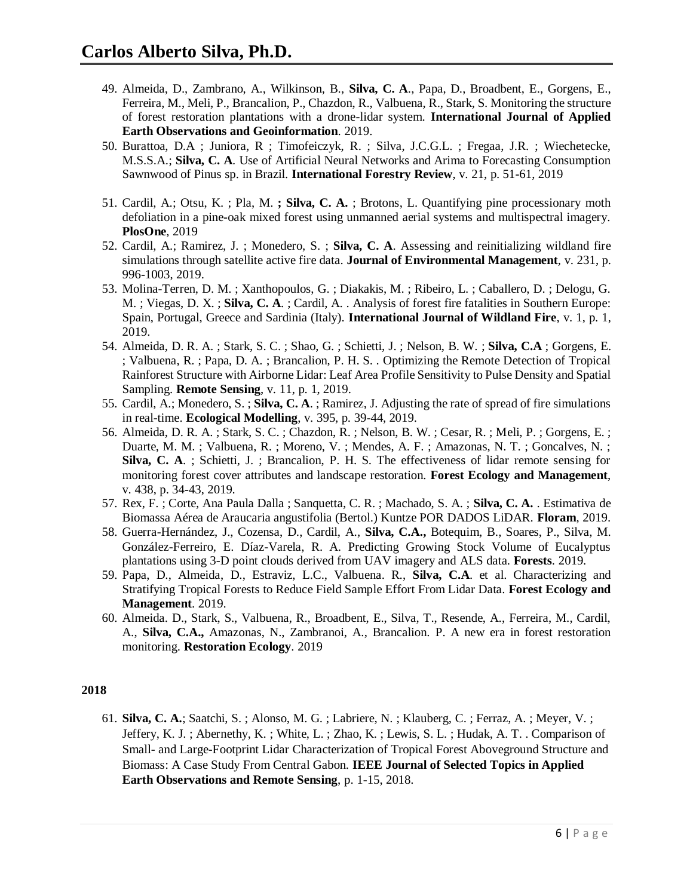49. Almeida, D., Zambrano, A., Wilkinson, B., **Silva, C. A**., Papa, D., Broadbent, E., Gorgens, E., Ferreira, M., Meli, P., Brancalion, P., Chazdon, R., Valbuena, R., Stark, S. Monitoring the structure of forest restoration plantations with a drone-lidar system. **International Journal of Applied Earth Observations and Geoinformation**. 2019.
50. Burattoa, D.A ; Juniora, R ; Timofeiczyk, R. ; Silva, J.C.G.L. ; Fregaa, J.R. ; Wiechetecke, M.S.S.A.; **Silva, C. A**. Use of Artificial Neural Networks and Arima to Forecasting Consumption Sawnwood of Pinus sp. in Brazil. **International Forestry Review**, v. 21, p. 51-61, 2019
51. Cardil, A.; Otsu, K. ; Pla, M. **; Silva, C. A.** ; Brotons, L. Quantifying pine processionary moth defoliation in a pine-oak mixed forest using unmanned aerial systems and multispectral imagery. **PlosOne**, 2019
52. Cardil, A.; Ramirez, J. ; Monedero, S. ; **Silva, C. A**. Assessing and reinitializing wildland fire simulations through satellite active fire data. **Journal of Environmental Management**, v. 231, p. 996-1003, 2019.
53. Molina-Terren, D. M. ; Xanthopoulos, G. ; Diakakis, M. ; Ribeiro, L. ; Caballero, D. ; Delogu, G. M. ; Viegas, D. X. ; **Silva, C. A**. ; Cardil, A. . Analysis of forest fire fatalities in Southern Europe: Spain, Portugal, Greece and Sardinia (Italy). **International Journal of Wildland Fire**, v. 1, p. 1, 2019.
54. Almeida, D. R. A. ; Stark, S. C. ; Shao, G. ; Schietti, J. ; Nelson, B. W. ; **Silva, C.A** ; Gorgens, E. ; Valbuena, R. ; Papa, D. A. ; Brancalion, P. H. S. . Optimizing the Remote Detection of Tropical Rainforest Structure with Airborne Lidar: Leaf Area Profile Sensitivity to Pulse Density and Spatial Sampling. **Remote Sensing**, v. 11, p. 1, 2019.
55. Cardil, A.; Monedero, S. ; **Silva, C. A**. ; Ramirez, J. Adjusting the rate of spread of fire simulations in real-time. **Ecological Modelling**, v. 395, p. 39-44, 2019.
56. Almeida, D. R. A. ; Stark, S. C. ; Chazdon, R. ; Nelson, B. W. ; Cesar, R. ; Meli, P. ; Gorgens, E. ; Duarte, M. M. ; Valbuena, R. ; Moreno, V. ; Mendes, A. F. ; Amazonas, N. T. ; Goncalves, N. ; **Silva, C. A**. ; Schietti, J. ; Brancalion, P. H. S. The effectiveness of lidar remote sensing for monitoring forest cover attributes and landscape restoration. **Forest Ecology and Management**, v. 438, p. 34-43, 2019.
57. Rex, F. ; Corte, Ana Paula Dalla ; Sanquetta, C. R. ; Machado, S. A. ; **Silva, C. A.** . Estimativa de Biomassa Aérea de Araucaria angustifolia (Bertol.) Kuntze POR DADOS LiDAR. **Floram**, 2019.
58. Guerra-Hernández, J., Cozensa, D., Cardil, A., **Silva, C.A.,** Botequim, B., Soares, P., Silva, M. González-Ferreiro, E. Díaz-Varela, R. A. Predicting Growing Stock Volume of Eucalyptus plantations using 3-D point clouds derived from UAV imagery and ALS data. **Forests**. 2019.
59. Papa, D., Almeida, D., Estraviz, L.C., Valbuena. R., **Silva, C.A**. et al. Characterizing and Stratifying Tropical Forests to Reduce Field Sample Effort From Lidar Data. **Forest Ecology and Management**. 2019.
60. Almeida. D., Stark, S., Valbuena, R., Broadbent, E., Silva, T., Resende, A., Ferreira, M., Cardil, A., **Silva, C.A.,** Amazonas, N., Zambranoi, A., Brancalion. P. A new era in forest restoration monitoring. **Restoration Ecology**. 2019

**2018**

61. **Silva, C. A.**; Saatchi, S. ; Alonso, M. G. ; Labriere, N. ; Klauberg, C. ; Ferraz, A. ; Meyer, V. ; Jeffery, K. J. ; Abernethy, K. ; White, L. ; Zhao, K. ; Lewis, S. L. ; Hudak, A. T. . Comparison of Small- and Large-Footprint Lidar Characterization of Tropical Forest Aboveground Structure and Biomass: A Case Study From Central Gabon. **IEEE Journal of Selected Topics in Applied Earth Observations and Remote Sensing**, p. 1-15, 2018.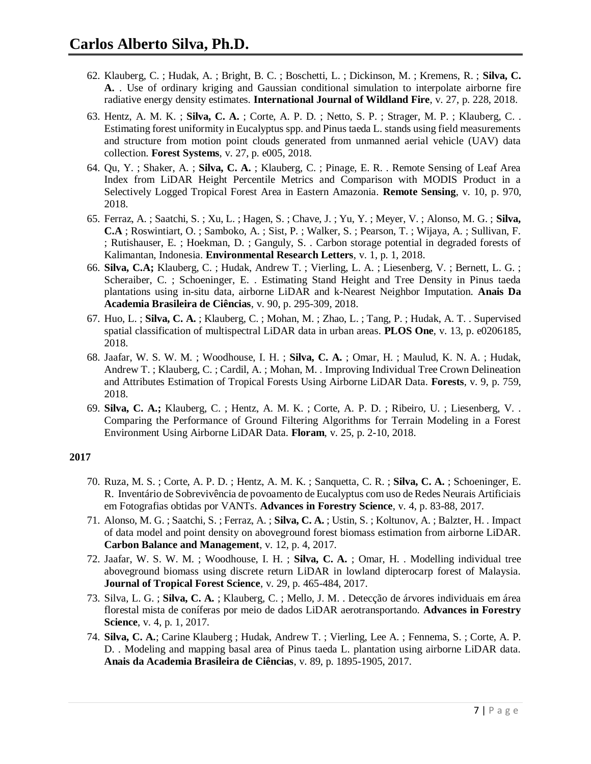62. Klauberg, C. ; Hudak, A. ; Bright, B. C. ; Boschetti, L. ; Dickinson, M. ; Kremens, R. ; **Silva, C. A.** . Use of ordinary kriging and Gaussian conditional simulation to interpolate airborne fire radiative energy density estimates. **International Journal of Wildland Fire**, v. 27, p. 228, 2018.
63. Hentz, A. M. K. ; **Silva, C. A.** ; Corte, A. P. D. ; Netto, S. P. ; Strager, M. P. ; Klauberg, C. . Estimating forest uniformity in Eucalyptus spp. and Pinus taeda L. stands using field measurements and structure from motion point clouds generated from unmanned aerial vehicle (UAV) data collection. **Forest Systems**, v. 27, p. e005, 2018.
64. Qu, Y. ; Shaker, A. ; **Silva, C. A.** ; Klauberg, C. ; Pinage, E. R. . Remote Sensing of Leaf Area Index from LiDAR Height Percentile Metrics and Comparison with MODIS Product in a Selectively Logged Tropical Forest Area in Eastern Amazonia. **Remote Sensing**, v. 10, p. 970, 2018.
65. Ferraz, A. ; Saatchi, S. ; Xu, L. ; Hagen, S. ; Chave, J. ; Yu, Y. ; Meyer, V. ; Alonso, M. G. ; **Silva, C.A** ; Roswintiart, O. ; Samboko, A. ; Sist, P. ; Walker, S. ; Pearson, T. ; Wijaya, A. ; Sullivan, F. ; Rutishauser, E. ; Hoekman, D. ; Ganguly, S. . Carbon storage potential in degraded forests of Kalimantan, Indonesia. **Environmental Research Letters**, v. 1, p. 1, 2018.
66. **Silva, C.A;** Klauberg, C. ; Hudak, Andrew T. ; Vierling, L. A. ; Liesenberg, V. ; Bernett, L. G. ; Scheraiber, C. ; Schoeninger, E. . Estimating Stand Height and Tree Density in Pinus taeda plantations using in-situ data, airborne LiDAR and k-Nearest Neighbor Imputation. **Anais Da Academia Brasileira de Ciências**, v. 90, p. 295-309, 2018.
67. Huo, L. ; **Silva, C. A.** ; Klauberg, C. ; Mohan, M. ; Zhao, L. ; Tang, P. ; Hudak, A. T. . Supervised spatial classification of multispectral LiDAR data in urban areas. **PLOS One**, v. 13, p. e0206185, 2018.
68. Jaafar, W. S. W. M. ; Woodhouse, I. H. ; **Silva, C. A.** ; Omar, H. ; Maulud, K. N. A. ; Hudak, Andrew T. ; Klauberg, C. ; Cardil, A. ; Mohan, M. . Improving Individual Tree Crown Delineation and Attributes Estimation of Tropical Forests Using Airborne LiDAR Data. **Forests**, v. 9, p. 759, 2018.
69. **Silva, C. A.;** Klauberg, C. ; Hentz, A. M. K. ; Corte, A. P. D. ; Ribeiro, U. ; Liesenberg, V. . Comparing the Performance of Ground Filtering Algorithms for Terrain Modeling in a Forest Environment Using Airborne LiDAR Data. **Floram**, v. 25, p. 2-10, 2018.

**2017**

70. Ruza, M. S. ; Corte, A. P. D. ; Hentz, A. M. K. ; Sanquetta, C. R. ; **Silva, C. A.** ; Schoeninger, E. R. Inventário de Sobrevivência de povoamento de Eucalyptus com uso de Redes Neurais Artificiais em Fotografias obtidas por VANTs. **Advances in Forestry Science**, v. 4, p. 83-88, 2017.
71. Alonso, M. G. ; Saatchi, S. ; Ferraz, A. ; **Silva, C. A.** ; Ustin, S. ; Koltunov, A. ; Balzter, H. . Impact of data model and point density on aboveground forest biomass estimation from airborne LiDAR. **Carbon Balance and Management**, v. 12, p. 4, 2017.
72. Jaafar, W. S. W. M. ; Woodhouse, I. H. ; **Silva, C. A.** ; Omar, H. . Modelling individual tree aboveground biomass using discrete return LiDAR in lowland dipterocarp forest of Malaysia. **Journal of Tropical Forest Science**, v. 29, p. 465-484, 2017.
73. Silva, L. G. ; **Silva, C. A.** ; Klauberg, C. ; Mello, J. M. . Detecção de árvores individuais em área florestal mista de coníferas por meio de dados LiDAR aerotransportando. **Advances in Forestry Science**, v. 4, p. 1, 2017.
74. **Silva, C. A.**; Carine Klauberg ; Hudak, Andrew T. ; Vierling, Lee A. ; Fennema, S. ; Corte, A. P. D. . Modeling and mapping basal area of Pinus taeda L. plantation using airborne LiDAR data. **Anais da Academia Brasileira de Ciências**, v. 89, p. 1895-1905, 2017.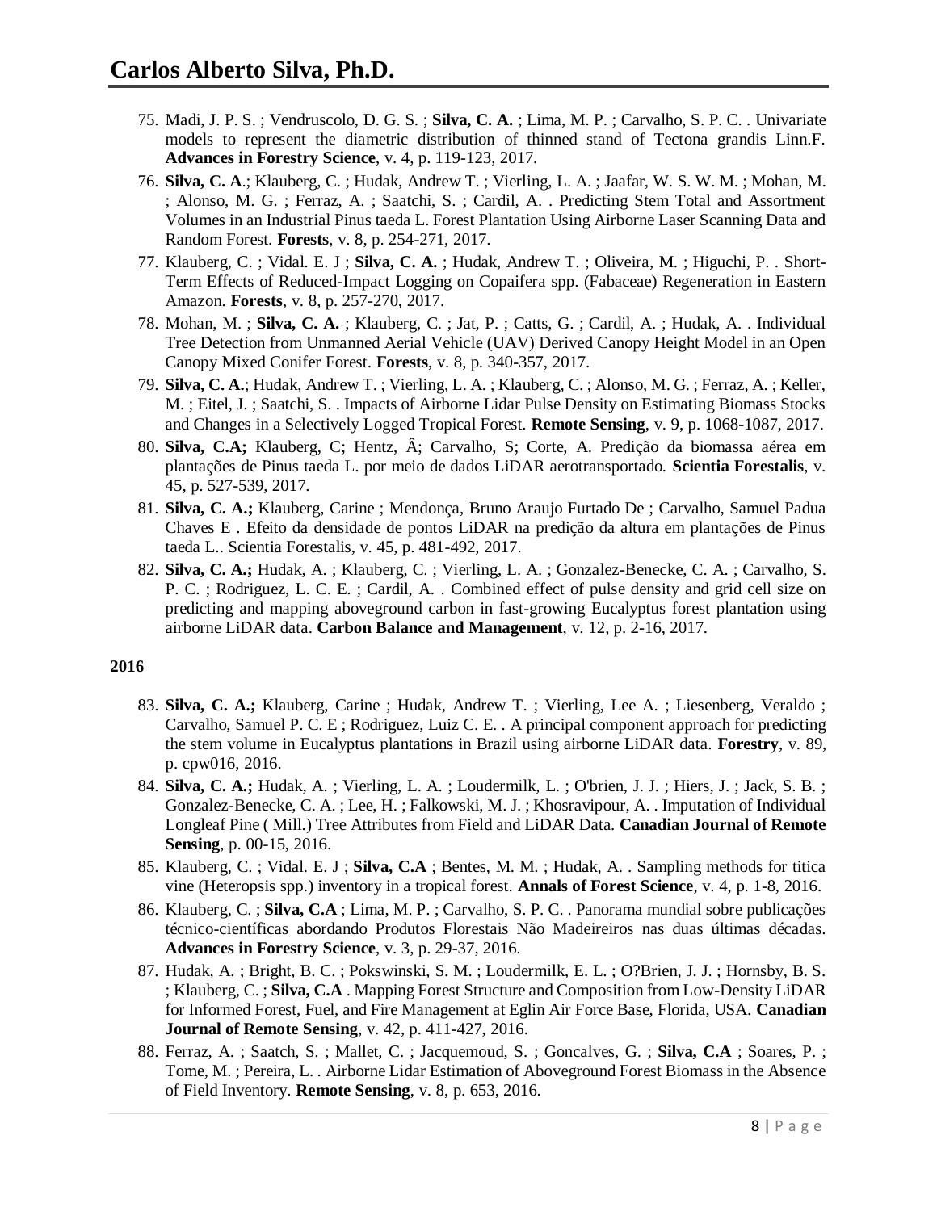75. Madi, J. P. S. ; Vendruscolo, D. G. S. ; **Silva, C. A.** ; Lima, M. P. ; Carvalho, S. P. C. . Univariate models to represent the diametric distribution of thinned stand of Tectona grandis Linn.F. **Advances in Forestry Science**, v. 4, p. 119-123, 2017.
76. **Silva, C. A**.; Klauberg, C. ; Hudak, Andrew T. ; Vierling, L. A. ; Jaafar, W. S. W. M. ; Mohan, M. ; Alonso, M. G. ; Ferraz, A. ; Saatchi, S. ; Cardil, A. . Predicting Stem Total and Assortment Volumes in an Industrial Pinus taeda L. Forest Plantation Using Airborne Laser Scanning Data and Random Forest. **Forests**, v. 8, p. 254-271, 2017.
77. Klauberg, C. ; Vidal. E. J ; **Silva, C. A.** ; Hudak, Andrew T. ; Oliveira, M. ; Higuchi, P. . Short-Term Effects of Reduced-Impact Logging on Copaifera spp. (Fabaceae) Regeneration in Eastern Amazon. **Forests**, v. 8, p. 257-270, 2017.
78. Mohan, M. ; **Silva, C. A.** ; Klauberg, C. ; Jat, P. ; Catts, G. ; Cardil, A. ; Hudak, A. . Individual Tree Detection from Unmanned Aerial Vehicle (UAV) Derived Canopy Height Model in an Open Canopy Mixed Conifer Forest. **Forests**, v. 8, p. 340-357, 2017.
79. **Silva, C. A.**; Hudak, Andrew T. ; Vierling, L. A. ; Klauberg, C. ; Alonso, M. G. ; Ferraz, A. ; Keller, M. ; Eitel, J. ; Saatchi, S. . Impacts of Airborne Lidar Pulse Density on Estimating Biomass Stocks and Changes in a Selectively Logged Tropical Forest. **Remote Sensing**, v. 9, p. 1068-1087, 2017.
80. **Silva, C.A;** Klauberg, C; Hentz, Â; Carvalho, S; Corte, A. Predição da biomassa aérea em plantações de Pinus taeda L. por meio de dados LiDAR aerotransportado. **Scientia Forestalis**, v. 45, p. 527-539, 2017.
81. **Silva, C. A.;** Klauberg, Carine ; Mendonça, Bruno Araujo Furtado De ; Carvalho, Samuel Padua Chaves E . Efeito da densidade de pontos LiDAR na predição da altura em plantações de Pinus taeda L.. Scientia Forestalis, v. 45, p. 481-492, 2017.
82. **Silva, C. A.;** Hudak, A. ; Klauberg, C. ; Vierling, L. A. ; Gonzalez-Benecke, C. A. ; Carvalho, S. P. C. ; Rodriguez, L. C. E. ; Cardil, A. . Combined effect of pulse density and grid cell size on predicting and mapping aboveground carbon in fast-growing Eucalyptus forest plantation using airborne LiDAR data. **Carbon Balance and Management**, v. 12, p. 2-16, 2017.

**2016**

83. **Silva, C. A.;** Klauberg, Carine ; Hudak, Andrew T. ; Vierling, Lee A. ; Liesenberg, Veraldo ; Carvalho, Samuel P. C. E ; Rodriguez, Luiz C. E. . A principal component approach for predicting the stem volume in Eucalyptus plantations in Brazil using airborne LiDAR data. **Forestry**, v. 89, p. cpw016, 2016.
84. **Silva, C. A.;** Hudak, A. ; Vierling, L. A. ; Loudermilk, L. ; O'brien, J. J. ; Hiers, J. ; Jack, S. B. ; Gonzalez-Benecke, C. A. ; Lee, H. ; Falkowski, M. J. ; Khosravipour, A. . Imputation of Individual Longleaf Pine ( Mill.) Tree Attributes from Field and LiDAR Data. **Canadian Journal of Remote Sensing**, p. 00-15, 2016.
85. Klauberg, C. ; Vidal. E. J ; **Silva, C.A** ; Bentes, M. M. ; Hudak, A. . Sampling methods for titica vine (Heteropsis spp.) inventory in a tropical forest. **Annals of Forest Science**, v. 4, p. 1-8, 2016.
86. Klauberg, C. ; **Silva, C.A** ; Lima, M. P. ; Carvalho, S. P. C. . Panorama mundial sobre publicações técnico-científicas abordando Produtos Florestais Não Madeireiros nas duas últimas décadas. **Advances in Forestry Science**, v. 3, p. 29-37, 2016.
87. Hudak, A. ; Bright, B. C. ; Pokswinski, S. M. ; Loudermilk, E. L. ; O?Brien, J. J. ; Hornsby, B. S. ; Klauberg, C. ; **Silva, C.A** . Mapping Forest Structure and Composition from Low-Density LiDAR for Informed Forest, Fuel, and Fire Management at Eglin Air Force Base, Florida, USA. **Canadian Journal of Remote Sensing**, v. 42, p. 411-427, 2016.
88. Ferraz, A. ; Saatch, S. ; Mallet, C. ; Jacquemoud, S. ; Goncalves, G. ; **Silva, C.A** ; Soares, P. ; Tome, M. ; Pereira, L. . Airborne Lidar Estimation of Aboveground Forest Biomass in the Absence of Field Inventory. **Remote Sensing**, v. 8, p. 653, 2016.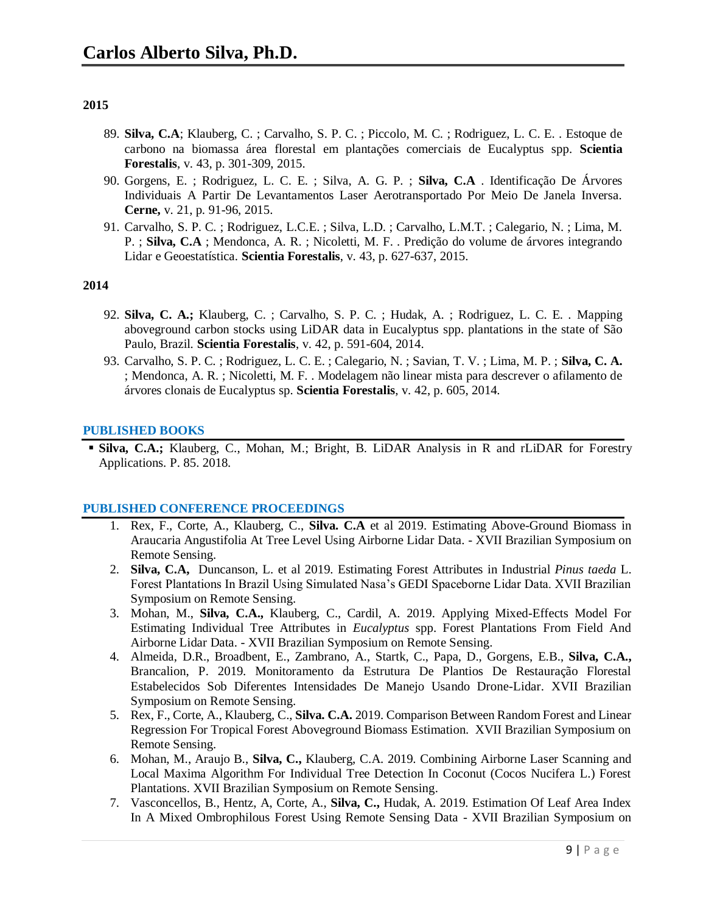### 2015

89. **Silva, C.A**; Klauberg, C. ; Carvalho, S. P. C. ; Piccolo, M. C. ; Rodriguez, L. C. E. . Estoque de carbono na biomassa área florestal em plantações comerciais de Eucalyptus spp. **Scientia Forestalis**, v. 43, p. 301-309, 2015.
90. Gorgens, E. ; Rodriguez, L. C. E. ; Silva, A. G. P. ; **Silva, C.A** . Identificação De Árvores Individuais A Partir De Levantamentos Laser Aerotransportado Por Meio De Janela Inversa. **Cerne,** v. 21, p. 91-96, 2015.
91. Carvalho, S. P. C. ; Rodriguez, L.C.E. ; Silva, L.D. ; Carvalho, L.M.T. ; Calegario, N. ; Lima, M. P. ; **Silva, C.A** ; Mendonca, A. R. ; Nicoletti, M. F. . Predição do volume de árvores integrando Lidar e Geoestatística. **Scientia Forestalis**, v. 43, p. 627-637, 2015.

### 2014

92. **Silva, C. A.;** Klauberg, C. ; Carvalho, S. P. C. ; Hudak, A. ; Rodriguez, L. C. E. . Mapping aboveground carbon stocks using LiDAR data in Eucalyptus spp. plantations in the state of São Paulo, Brazil. **Scientia Forestalis**, v. 42, p. 591-604, 2014.
93. Carvalho, S. P. C. ; Rodriguez, L. C. E. ; Calegario, N. ; Savian, T. V. ; Lima, M. P. ; **Silva, C. A.** ; Mendonca, A. R. ; Nicoletti, M. F. . Modelagem não linear mista para descrever o afilamento de árvores clonais de Eucalyptus sp. **Scientia Forestalis**, v. 42, p. 605, 2014.

## PUBLISHED BOOKS

- **Silva, C.A.;** Klauberg, C., Mohan, M.; Bright, B. LiDAR Analysis in R and rLiDAR for Forestry Applications. P. 85. 2018.

## PUBLISHED CONFERENCE PROCEEDINGS

1. Rex, F., Corte, A., Klauberg, C., **Silva. C.A** et al 2019. Estimating Above-Ground Biomass in Araucaria Angustifolia At Tree Level Using Airborne Lidar Data. - XVII Brazilian Symposium on Remote Sensing.
2. **Silva, C.A,** Duncanson, L. et al 2019. Estimating Forest Attributes in Industrial *Pinus taeda* L. Forest Plantations In Brazil Using Simulated Nasa's GEDI Spaceborne Lidar Data. XVII Brazilian Symposium on Remote Sensing.
3. Mohan, M., **Silva, C.A.,** Klauberg, C., Cardil, A. 2019. Applying Mixed-Effects Model For Estimating Individual Tree Attributes in *Eucalyptus* spp. Forest Plantations From Field And Airborne Lidar Data. - XVII Brazilian Symposium on Remote Sensing.
4. Almeida, D.R., Broadbent, E., Zambrano, A., Startk, C., Papa, D., Gorgens, E.B., **Silva, C.A.,** Brancalion, P. 2019. Monitoramento da Estrutura De Plantios De Restauração Florestal Estabelecidos Sob Diferentes Intensidades De Manejo Usando Drone-Lidar. XVII Brazilian Symposium on Remote Sensing.
5. Rex, F., Corte, A., Klauberg, C., **Silva. C.A.** 2019. Comparison Between Random Forest and Linear Regression For Tropical Forest Aboveground Biomass Estimation. XVII Brazilian Symposium on Remote Sensing.
6. Mohan, M., Araujo B., **Silva, C.,** Klauberg, C.A. 2019. Combining Airborne Laser Scanning and Local Maxima Algorithm For Individual Tree Detection In Coconut (Cocos Nucifera L.) Forest Plantations. XVII Brazilian Symposium on Remote Sensing.
7. Vasconcellos, B., Hentz, A, Corte, A., **Silva, C.,** Hudak, A. 2019. Estimation Of Leaf Area Index In A Mixed Ombrophilous Forest Using Remote Sensing Data - XVII Brazilian Symposium on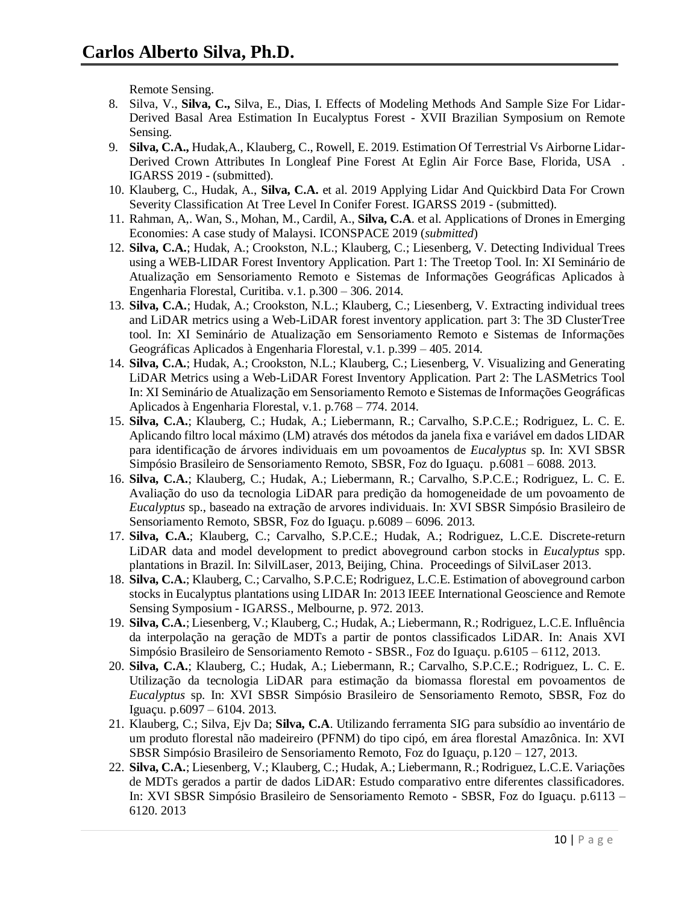Remote Sensing.

8. Silva, V., **Silva, C.,** Silva, E., Dias, I. Effects of Modeling Methods And Sample Size For Lidar-Derived Basal Area Estimation In Eucalyptus Forest - XVII Brazilian Symposium on Remote Sensing.
9. **Silva, C.A.,** Hudak,A., Klauberg, C., Rowell, E. 2019. Estimation Of Terrestrial Vs Airborne Lidar-Derived Crown Attributes In Longleaf Pine Forest At Eglin Air Force Base, Florida, USA . IGARSS 2019 - (submitted).
10. Klauberg, C., Hudak, A., **Silva, C.A.** et al. 2019 Applying Lidar And Quickbird Data For Crown Severity Classification At Tree Level In Conifer Forest. IGARSS 2019 - (submitted).
11. Rahman, A,. Wan, S., Mohan, M., Cardil, A., **Silva, C.A**. et al. Applications of Drones in Emerging Economies: A case study of Malaysi. ICONSPACE 2019 (*submitted*)
12. **Silva, C.A.**; Hudak, A.; Crookston, N.L.; Klauberg, C.; Liesenberg, V. Detecting Individual Trees using a WEB-LIDAR Forest Inventory Application. Part 1: The Treetop Tool. In: XI Seminário de Atualização em Sensoriamento Remoto e Sistemas de Informações Geográficas Aplicados à Engenharia Florestal, Curitiba. v.1. p.300 – 306. 2014.
13. **Silva, C.A.**; Hudak, A.; Crookston, N.L.; Klauberg, C.; Liesenberg, V. Extracting individual trees and LiDAR metrics using a Web-LiDAR forest inventory application. part 3: The 3D ClusterTree tool. In: XI Seminário de Atualização em Sensoriamento Remoto e Sistemas de Informações Geográficas Aplicados à Engenharia Florestal, v.1. p.399 – 405. 2014.
14. **Silva, C.A.**; Hudak, A.; Crookston, N.L.; Klauberg, C.; Liesenberg, V. Visualizing and Generating LiDAR Metrics using a Web-LiDAR Forest Inventory Application. Part 2: The LASMetrics Tool In: XI Seminário de Atualização em Sensoriamento Remoto e Sistemas de Informações Geográficas Aplicados à Engenharia Florestal, v.1. p.768 – 774. 2014.
15. **Silva, C.A.**; Klauberg, C.; Hudak, A.; Liebermann, R.; Carvalho, S.P.C.E.; Rodriguez, L. C. E. Aplicando filtro local máximo (LM) através dos métodos da janela fixa e variável em dados LIDAR para identificação de árvores individuais em um povoamentos de *Eucalyptus* sp. In: XVI SBSR Simpósio Brasileiro de Sensoriamento Remoto, SBSR, Foz do Iguaçu. p.6081 – 6088. 2013.
16. **Silva, C.A.**; Klauberg, C.; Hudak, A.; Liebermann, R.; Carvalho, S.P.C.E.; Rodriguez, L. C. E. Avaliação do uso da tecnologia LiDAR para predição da homogeneidade de um povoamento de *Eucalyptus* sp., baseado na extração de arvores individuais. In: XVI SBSR Simpósio Brasileiro de Sensoriamento Remoto, SBSR, Foz do Iguaçu. p.6089 – 6096. 2013.
17. **Silva, C.A.**; Klauberg, C.; Carvalho, S.P.C.E.; Hudak, A.; Rodriguez, L.C.E. Discrete-return LiDAR data and model development to predict aboveground carbon stocks in *Eucalyptus* spp. plantations in Brazil. In: SilvilLaser, 2013, Beijing, China. Proceedings of SilviLaser 2013.
18. **Silva, C.A.**; Klauberg, C.; Carvalho, S.P.C.E; Rodriguez, L.C.E. Estimation of aboveground carbon stocks in Eucalyptus plantations using LIDAR In: 2013 IEEE International Geoscience and Remote Sensing Symposium - IGARSS., Melbourne, p. 972. 2013.
19. **Silva, C.A.**; Liesenberg, V.; Klauberg, C.; Hudak, A.; Liebermann, R.; Rodriguez, L.C.E. Influência da interpolação na geração de MDTs a partir de pontos classificados LiDAR. In: Anais XVI Simpósio Brasileiro de Sensoriamento Remoto - SBSR., Foz do Iguaçu. p.6105 – 6112, 2013.
20. **Silva, C.A.**; Klauberg, C.; Hudak, A.; Liebermann, R.; Carvalho, S.P.C.E.; Rodriguez, L. C. E. Utilização da tecnologia LiDAR para estimação da biomassa florestal em povoamentos de *Eucalyptus* sp. In: XVI SBSR Simpósio Brasileiro de Sensoriamento Remoto, SBSR, Foz do Iguaçu. p.6097 – 6104. 2013.
21. Klauberg, C.; Silva, Ejv Da; **Silva, C.A**. Utilizando ferramenta SIG para subsídio ao inventário de um produto florestal não madeireiro (PFNM) do tipo cipó, em área florestal Amazônica. In: XVI SBSR Simpósio Brasileiro de Sensoriamento Remoto, Foz do Iguaçu, p.120 – 127, 2013.
22. **Silva, C.A.**; Liesenberg, V.; Klauberg, C.; Hudak, A.; Liebermann, R.; Rodriguez, L.C.E. Variações de MDTs gerados a partir de dados LiDAR: Estudo comparativo entre diferentes classificadores. In: XVI SBSR Simpósio Brasileiro de Sensoriamento Remoto - SBSR, Foz do Iguaçu. p.6113 – 6120. 2013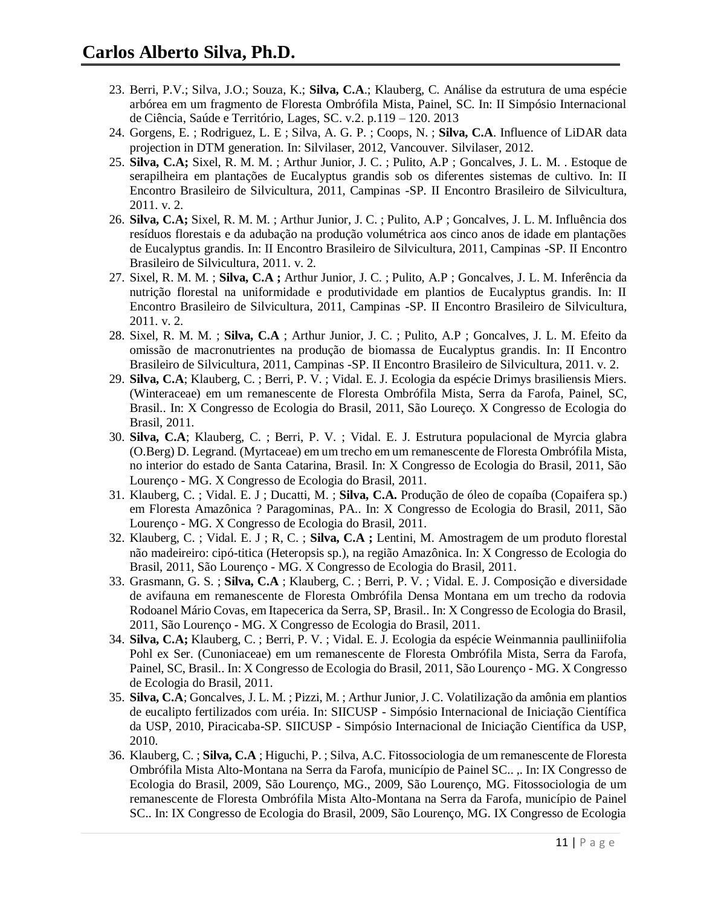23. Berri, P.V.; Silva, J.O.; Souza, K.; **Silva, C.A**.; Klauberg, C. Análise da estrutura de uma espécie arbórea em um fragmento de Floresta Ombrófila Mista, Painel, SC. In: II Simpósio Internacional de Ciência, Saúde e Território, Lages, SC. v.2. p.119 – 120. 2013
24. Gorgens, E. ; Rodriguez, L. E ; Silva, A. G. P. ; Coops, N. ; **Silva, C.A**. Influence of LiDAR data projection in DTM generation. In: Silvilaser, 2012, Vancouver. Silvilaser, 2012.
25. **Silva, C.A;** Sixel, R. M. M. ; Arthur Junior, J. C. ; Pulito, A.P ; Goncalves, J. L. M. . Estoque de serapilheira em plantações de Eucalyptus grandis sob os diferentes sistemas de cultivo. In: II Encontro Brasileiro de Silvicultura, 2011, Campinas -SP. II Encontro Brasileiro de Silvicultura, 2011. v. 2.
26. **Silva, C.A;** Sixel, R. M. M. ; Arthur Junior, J. C. ; Pulito, A.P ; Goncalves, J. L. M. Influência dos resíduos florestais e da adubação na produção volumétrica aos cinco anos de idade em plantações de Eucalyptus grandis. In: II Encontro Brasileiro de Silvicultura, 2011, Campinas -SP. II Encontro Brasileiro de Silvicultura, 2011. v. 2.
27. Sixel, R. M. M. ; **Silva, C.A ;** Arthur Junior, J. C. ; Pulito, A.P ; Goncalves, J. L. M. Inferência da nutrição florestal na uniformidade e produtividade em plantios de Eucalyptus grandis. In: II Encontro Brasileiro de Silvicultura, 2011, Campinas -SP. II Encontro Brasileiro de Silvicultura, 2011. v. 2.
28. Sixel, R. M. M. ; **Silva, C.A** ; Arthur Junior, J. C. ; Pulito, A.P ; Goncalves, J. L. M. Efeito da omissão de macronutrientes na produção de biomassa de Eucalyptus grandis. In: II Encontro Brasileiro de Silvicultura, 2011, Campinas -SP. II Encontro Brasileiro de Silvicultura, 2011. v. 2.
29. **Silva, C.A**; Klauberg, C. ; Berri, P. V. ; Vidal. E. J. Ecologia da espécie Drimys brasiliensis Miers. (Winteraceae) em um remanescente de Floresta Ombrófila Mista, Serra da Farofa, Painel, SC, Brasil.. In: X Congresso de Ecologia do Brasil, 2011, São Loureço. X Congresso de Ecologia do Brasil, 2011.
30. **Silva, C.A**; Klauberg, C. ; Berri, P. V. ; Vidal. E. J. Estrutura populacional de Myrcia glabra (O.Berg) D. Legrand. (Myrtaceae) em um trecho em um remanescente de Floresta Ombrófila Mista, no interior do estado de Santa Catarina, Brasil. In: X Congresso de Ecologia do Brasil, 2011, São Lourenço - MG. X Congresso de Ecologia do Brasil, 2011.
31. Klauberg, C. ; Vidal. E. J ; Ducatti, M. ; **Silva, C.A.** Produção de óleo de copaíba (Copaifera sp.) em Floresta Amazônica ? Paragominas, PA.. In: X Congresso de Ecologia do Brasil, 2011, São Lourenço - MG. X Congresso de Ecologia do Brasil, 2011.
32. Klauberg, C. ; Vidal. E. J ; R, C. ; **Silva, C.A ;** Lentini, M. Amostragem de um produto florestal não madeireiro: cipó-titica (Heteropsis sp.), na região Amazônica. In: X Congresso de Ecologia do Brasil, 2011, São Lourenço - MG. X Congresso de Ecologia do Brasil, 2011.
33. Grasmann, G. S. ; **Silva, C.A** ; Klauberg, C. ; Berri, P. V. ; Vidal. E. J. Composição e diversidade de avifauna em remanescente de Floresta Ombrófila Densa Montana em um trecho da rodovia Rodoanel Mário Covas, em Itapecerica da Serra, SP, Brasil.. In: X Congresso de Ecologia do Brasil, 2011, São Lourenço - MG. X Congresso de Ecologia do Brasil, 2011.
34. **Silva, C.A;** Klauberg, C. ; Berri, P. V. ; Vidal. E. J. Ecologia da espécie Weinmannia paulliniifolia Pohl ex Ser. (Cunoniaceae) em um remanescente de Floresta Ombrófila Mista, Serra da Farofa, Painel, SC, Brasil.. In: X Congresso de Ecologia do Brasil, 2011, São Lourenço - MG. X Congresso de Ecologia do Brasil, 2011.
35. **Silva, C.A**; Goncalves, J. L. M. ; Pizzi, M. ; Arthur Junior, J. C. Volatilização da amônia em plantios de eucalipto fertilizados com uréia. In: SIICUSP - Simpósio Internacional de Iniciação Científica da USP, 2010, Piracicaba-SP. SIICUSP - Simpósio Internacional de Iniciação Científica da USP, 2010.
36. Klauberg, C. ; **Silva, C.A** ; Higuchi, P. ; Silva, A.C. Fitossociologia de um remanescente de Floresta Ombrófila Mista Alto-Montana na Serra da Farofa, município de Painel SC.. ,. In: IX Congresso de Ecologia do Brasil, 2009, São Lourenço, MG., 2009, São Lourenço, MG. Fitossociologia de um remanescente de Floresta Ombrófila Mista Alto-Montana na Serra da Farofa, município de Painel SC.. In: IX Congresso de Ecologia do Brasil, 2009, São Lourenço, MG. IX Congresso de Ecologia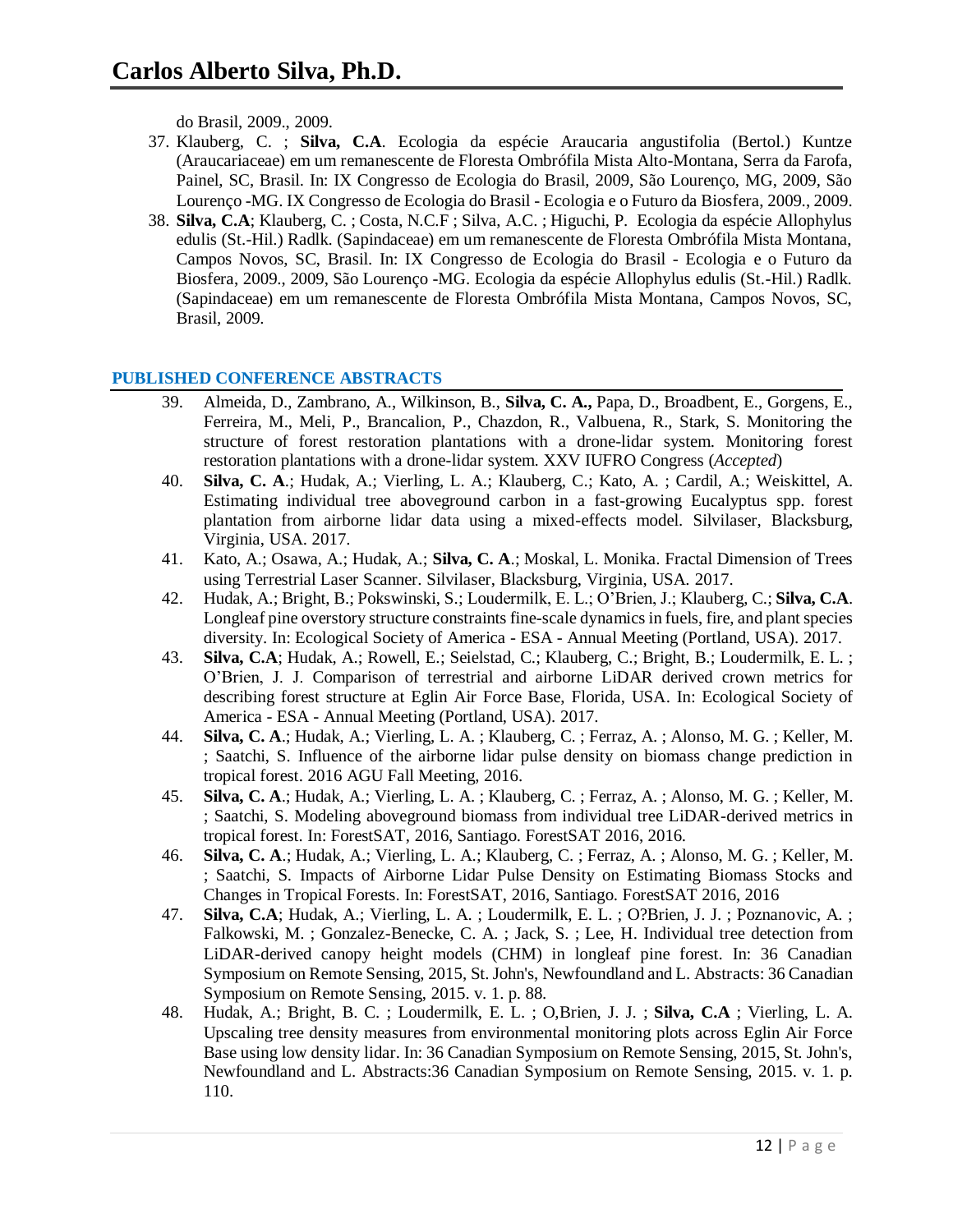do Brasil, 2009., 2009.

37. Klauberg, C. ; **Silva, C.A**. Ecologia da espécie Araucaria angustifolia (Bertol.) Kuntze (Araucariaceae) em um remanescente de Floresta Ombrófila Mista Alto-Montana, Serra da Farofa, Painel, SC, Brasil. In: IX Congresso de Ecologia do Brasil, 2009, São Lourenço, MG, 2009, São Lourenço -MG. IX Congresso de Ecologia do Brasil - Ecologia e o Futuro da Biosfera, 2009., 2009.
38. **Silva, C.A**; Klauberg, C. ; Costa, N.C.F ; Silva, A.C. ; Higuchi, P. Ecologia da espécie Allophylus edulis (St.-Hil.) Radlk. (Sapindaceae) em um remanescente de Floresta Ombrófila Mista Montana, Campos Novos, SC, Brasil. In: IX Congresso de Ecologia do Brasil - Ecologia e o Futuro da Biosfera, 2009., 2009, São Lourenço -MG. Ecologia da espécie Allophylus edulis (St.-Hil.) Radlk. (Sapindaceae) em um remanescente de Floresta Ombrófila Mista Montana, Campos Novos, SC, Brasil, 2009.

## PUBLISHED CONFERENCE ABSTRACTS

39. Almeida, D., Zambrano, A., Wilkinson, B., **Silva, C. A.,** Papa, D., Broadbent, E., Gorgens, E., Ferreira, M., Meli, P., Brancalion, P., Chazdon, R., Valbuena, R., Stark, S. Monitoring the structure of forest restoration plantations with a drone-lidar system. Monitoring forest restoration plantations with a drone-lidar system. XXV IUFRO Congress (*Accepted*)
40. **Silva, C. A**.; Hudak, A.; Vierling, L. A.; Klauberg, C.; Kato, A. ; Cardil, A.; Weiskittel, A. Estimating individual tree aboveground carbon in a fast-growing Eucalyptus spp. forest plantation from airborne lidar data using a mixed-effects model. Silvilaser, Blacksburg, Virginia, USA. 2017.
41. Kato, A.; Osawa, A.; Hudak, A.; **Silva, C. A**.; Moskal, L. Monika. Fractal Dimension of Trees using Terrestrial Laser Scanner. Silvilaser, Blacksburg, Virginia, USA. 2017.
42. Hudak, A.; Bright, B.; Pokswinski, S.; Loudermilk, E. L.; O'Brien, J.; Klauberg, C.; **Silva, C.A**. Longleaf pine overstory structure constraints fine-scale dynamics in fuels, fire, and plant species diversity. In: Ecological Society of America - ESA - Annual Meeting (Portland, USA). 2017.
43. **Silva, C.A**; Hudak, A.; Rowell, E.; Seielstad, C.; Klauberg, C.; Bright, B.; Loudermilk, E. L. ; O'Brien, J. J. Comparison of terrestrial and airborne LiDAR derived crown metrics for describing forest structure at Eglin Air Force Base, Florida, USA. In: Ecological Society of America - ESA - Annual Meeting (Portland, USA). 2017.
44. **Silva, C. A**.; Hudak, A.; Vierling, L. A. ; Klauberg, C. ; Ferraz, A. ; Alonso, M. G. ; Keller, M. ; Saatchi, S. Influence of the airborne lidar pulse density on biomass change prediction in tropical forest. 2016 AGU Fall Meeting, 2016.
45. **Silva, C. A**.; Hudak, A.; Vierling, L. A. ; Klauberg, C. ; Ferraz, A. ; Alonso, M. G. ; Keller, M. ; Saatchi, S. Modeling aboveground biomass from individual tree LiDAR-derived metrics in tropical forest. In: ForestSAT, 2016, Santiago. ForestSAT 2016, 2016.
46. **Silva, C. A**.; Hudak, A.; Vierling, L. A.; Klauberg, C. ; Ferraz, A. ; Alonso, M. G. ; Keller, M. ; Saatchi, S. Impacts of Airborne Lidar Pulse Density on Estimating Biomass Stocks and Changes in Tropical Forests. In: ForestSAT, 2016, Santiago. ForestSAT 2016, 2016
47. **Silva, C.A**; Hudak, A.; Vierling, L. A. ; Loudermilk, E. L. ; O?Brien, J. J. ; Poznanovic, A. ; Falkowski, M. ; Gonzalez-Benecke, C. A. ; Jack, S. ; Lee, H. Individual tree detection from LiDAR-derived canopy height models (CHM) in longleaf pine forest. In: 36 Canadian Symposium on Remote Sensing, 2015, St. John's, Newfoundland and L. Abstracts: 36 Canadian Symposium on Remote Sensing, 2015. v. 1. p. 88.
48. Hudak, A.; Bright, B. C. ; Loudermilk, E. L. ; O,Brien, J. J. ; **Silva, C.A** ; Vierling, L. A. Upscaling tree density measures from environmental monitoring plots across Eglin Air Force Base using low density lidar. In: 36 Canadian Symposium on Remote Sensing, 2015, St. John's, Newfoundland and L. Abstracts:36 Canadian Symposium on Remote Sensing, 2015. v. 1. p. 110.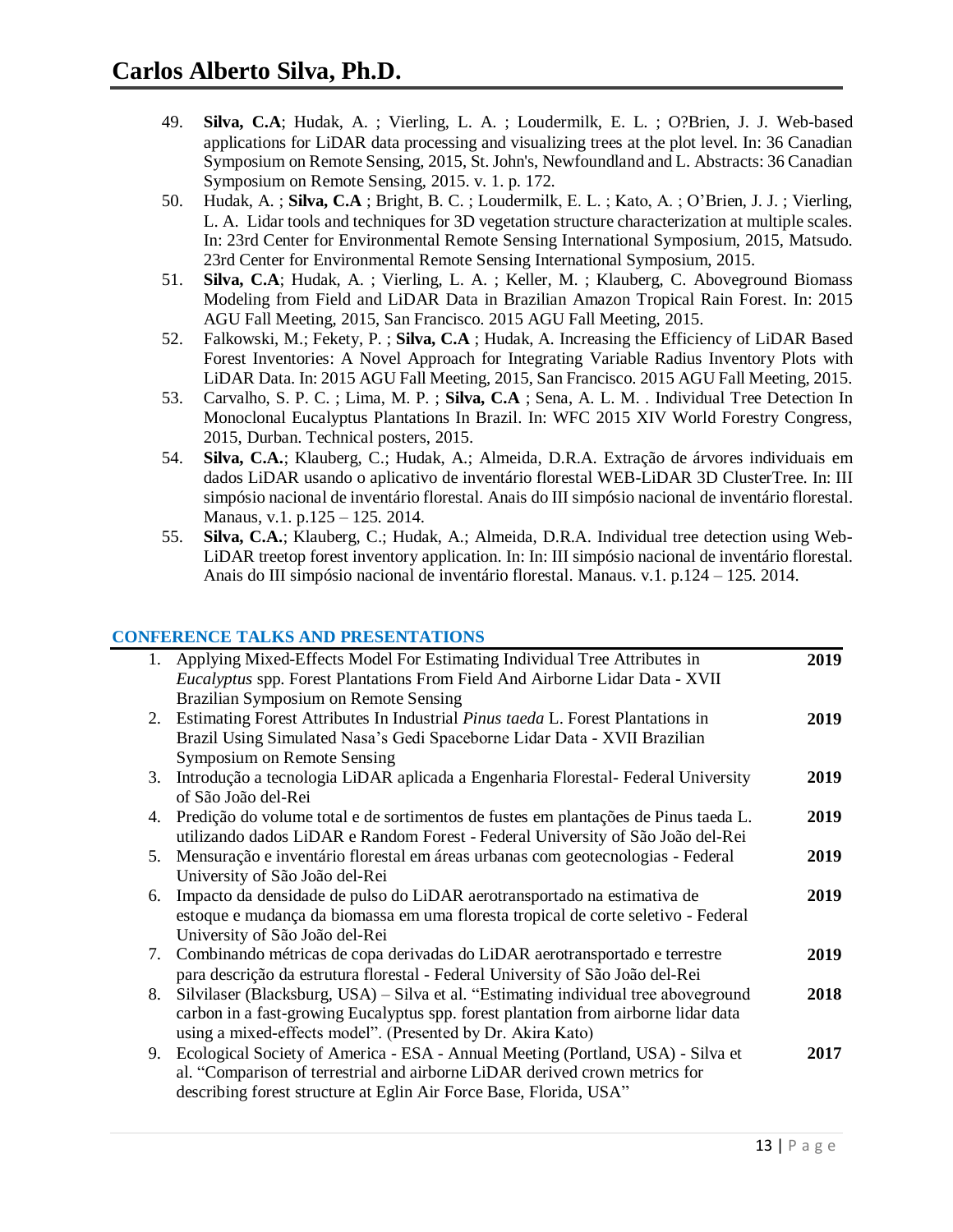49. **Silva, C.A**; Hudak, A. ; Vierling, L. A. ; Loudermilk, E. L. ; O?Brien, J. J. Web-based applications for LiDAR data processing and visualizing trees at the plot level. In: 36 Canadian Symposium on Remote Sensing, 2015, St. John's, Newfoundland and L. Abstracts: 36 Canadian Symposium on Remote Sensing, 2015. v. 1. p. 172.
50. Hudak, A. ; **Silva, C.A** ; Bright, B. C. ; Loudermilk, E. L. ; Kato, A. ; O'Brien, J. J. ; Vierling, L. A. Lidar tools and techniques for 3D vegetation structure characterization at multiple scales. In: 23rd Center for Environmental Remote Sensing International Symposium, 2015, Matsudo. 23rd Center for Environmental Remote Sensing International Symposium, 2015.
51. **Silva, C.A**; Hudak, A. ; Vierling, L. A. ; Keller, M. ; Klauberg, C. Aboveground Biomass Modeling from Field and LiDAR Data in Brazilian Amazon Tropical Rain Forest. In: 2015 AGU Fall Meeting, 2015, San Francisco. 2015 AGU Fall Meeting, 2015.
52. Falkowski, M.; Fekety, P. ; **Silva, C.A** ; Hudak, A. Increasing the Efficiency of LiDAR Based Forest Inventories: A Novel Approach for Integrating Variable Radius Inventory Plots with LiDAR Data. In: 2015 AGU Fall Meeting, 2015, San Francisco. 2015 AGU Fall Meeting, 2015.
53. Carvalho, S. P. C. ; Lima, M. P. ; **Silva, C.A** ; Sena, A. L. M. . Individual Tree Detection In Monoclonal Eucalyptus Plantations In Brazil. In: WFC 2015 XIV World Forestry Congress, 2015, Durban. Technical posters, 2015.
54. **Silva, C.A.**; Klauberg, C.; Hudak, A.; Almeida, D.R.A. Extração de árvores individuais em dados LiDAR usando o aplicativo de inventário florestal WEB-LiDAR 3D ClusterTree. In: III simpósio nacional de inventário florestal. Anais do III simpósio nacional de inventário florestal. Manaus, v.1. p.125 – 125. 2014.
55. **Silva, C.A.**; Klauberg, C.; Hudak, A.; Almeida, D.R.A. Individual tree detection using Web-LiDAR treetop forest inventory application. In: In: III simpósio nacional de inventário florestal. Anais do III simpósio nacional de inventário florestal. Manaus. v.1. p.124 – 125. 2014.

## CONFERENCE TALKS AND PRESENTATIONS

1. Applying Mixed-Effects Model For Estimating Individual Tree Attributes in *Eucalyptus* spp. Forest Plantations From Field And Airborne Lidar Data - XVII Brazilian Symposium on Remote Sensing — **2019**
2. Estimating Forest Attributes In Industrial *Pinus taeda* L. Forest Plantations in Brazil Using Simulated Nasa's Gedi Spaceborne Lidar Data - XVII Brazilian Symposium on Remote Sensing — **2019**
3. Introdução a tecnologia LiDAR aplicada a Engenharia Florestal- Federal University of São João del-Rei — **2019**
4. Predição do volume total e de sortimentos de fustes em plantações de Pinus taeda L. utilizando dados LiDAR e Random Forest - Federal University of São João del-Rei — **2019**
5. Mensuração e inventário florestal em áreas urbanas com geotecnologias - Federal University of São João del-Rei — **2019**
6. Impacto da densidade de pulso do LiDAR aerotransportado na estimativa de estoque e mudança da biomassa em uma floresta tropical de corte seletivo - Federal University of São João del-Rei — **2019**
7. Combinando métricas de copa derivadas do LiDAR aerotransportado e terrestre para descrição da estrutura florestal - Federal University of São João del-Rei — **2019**
8. Silvilaser (Blacksburg, USA) – Silva et al. "Estimating individual tree aboveground carbon in a fast-growing Eucalyptus spp. forest plantation from airborne lidar data using a mixed-effects model". (Presented by Dr. Akira Kato) — **2018**
9. Ecological Society of America - ESA - Annual Meeting (Portland, USA) - Silva et al. "Comparison of terrestrial and airborne LiDAR derived crown metrics for describing forest structure at Eglin Air Force Base, Florida, USA" — **2017**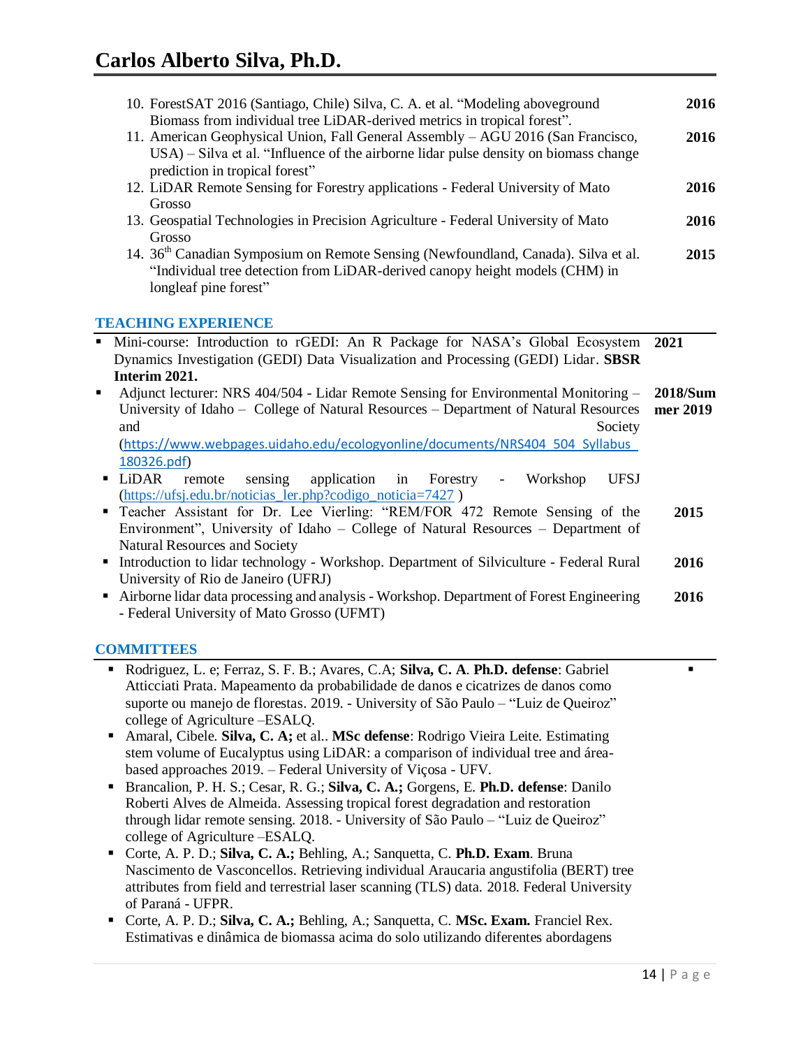10. ForestSAT 2016 (Santiago, Chile) Silva, C. A. et al. "Modeling aboveground Biomass from individual tree LiDAR-derived metrics in tropical forest". **2016**
11. American Geophysical Union, Fall General Assembly – AGU 2016 (San Francisco, USA) – Silva et al. "Influence of the airborne lidar pulse density on biomass change prediction in tropical forest" **2016**
12. LiDAR Remote Sensing for Forestry applications - Federal University of Mato Grosso **2016**
13. Geospatial Technologies in Precision Agriculture - Federal University of Mato Grosso **2016**
14. 36th Canadian Symposium on Remote Sensing (Newfoundland, Canada). Silva et al. "Individual tree detection from LiDAR-derived canopy height models (CHM) in longleaf pine forest" **2015**

## TEACHING EXPERIENCE

- Mini-course: Introduction to rGEDI: An R Package for NASA's Global Ecosystem Dynamics Investigation (GEDI) Data Visualization and Processing (GEDI) Lidar. **SBSR Interim 2021.** **2021**
- Adjunct lecturer: NRS 404/504 - Lidar Remote Sensing for Environmental Monitoring – University of Idaho – College of Natural Resources – Department of Natural Resources and Society (https://www.webpages.uidaho.edu/ecologyonline/documents/NRS404_504_Syllabus_180326.pdf) **2018/Summer 2019**
- LiDAR remote sensing application in Forestry - Workshop UFSJ (https://ufsj.edu.br/noticias_ler.php?codigo_noticia=7427 )
- Teacher Assistant for Dr. Lee Vierling: "REM/FOR 472 Remote Sensing of the Environment", University of Idaho – College of Natural Resources – Department of Natural Resources and Society **2015**
- Introduction to lidar technology - Workshop. Department of Silviculture - Federal Rural University of Rio de Janeiro (UFRJ) **2016**
- Airborne lidar data processing and analysis - Workshop. Department of Forest Engineering - Federal University of Mato Grosso (UFMT) **2016**

## COMMITTEES

- Rodriguez, L. e; Ferraz, S. F. B.; Avares, C.A; **Silva, C. A**. **Ph.D. defense**: Gabriel Atticciati Prata. Mapeamento da probabilidade de danos e cicatrizes de danos como suporte ou manejo de florestas. 2019. - University of São Paulo – "Luiz de Queiroz" college of Agriculture –ESALQ.
- Amaral, Cibele. **Silva, C. A;** et al.. **MSc defense**: Rodrigo Vieira Leite. Estimating stem volume of Eucalyptus using LiDAR: a comparison of individual tree and área-based approaches 2019. – Federal University of Viçosa - UFV.
- Brancalion, P. H. S.; Cesar, R. G.; **Silva, C. A.;** Gorgens, E. **Ph.D. defense**: Danilo Roberti Alves de Almeida. Assessing tropical forest degradation and restoration through lidar remote sensing. 2018. - University of São Paulo – "Luiz de Queiroz" college of Agriculture –ESALQ.
- Corte, A. P. D.; **Silva, C. A.;** Behling, A.; Sanquetta, C. **Ph.D. Exam**. Bruna Nascimento de Vasconcellos. Retrieving individual Araucaria angustifolia (BERT) tree attributes from field and terrestrial laser scanning (TLS) data. 2018. Federal University of Paraná - UFPR.
- Corte, A. P. D.; **Silva, C. A.;** Behling, A.; Sanquetta, C. **MSc. Exam.** Franciel Rex. Estimativas e dinâmica de biomassa acima do solo utilizando diferentes abordagens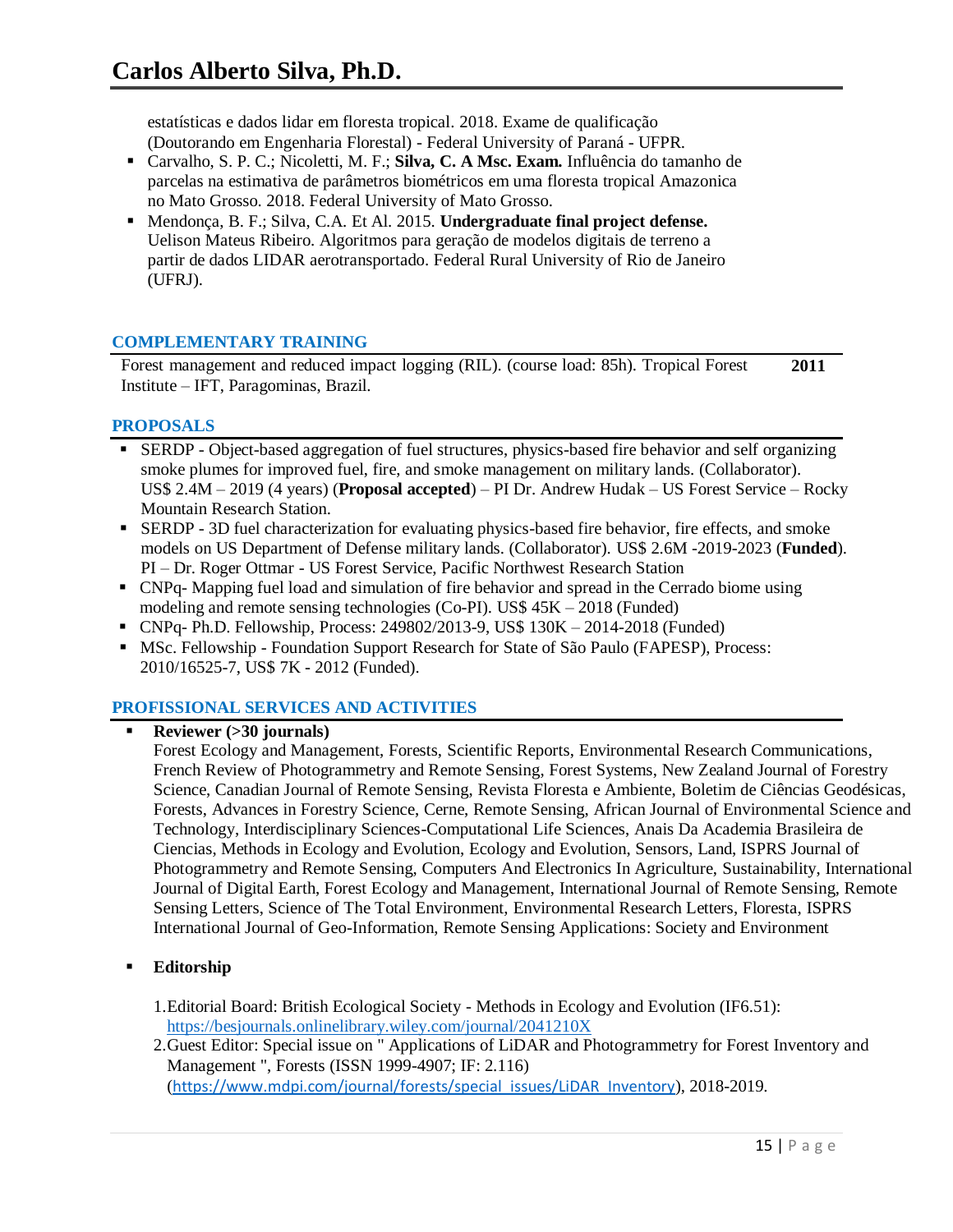estatísticas e dados lidar em floresta tropical. 2018. Exame de qualificação (Doutorando em Engenharia Florestal) - Federal University of Paraná - UFPR.

- Carvalho, S. P. C.; Nicoletti, M. F.; **Silva, C. A Msc. Exam.** Influência do tamanho de parcelas na estimativa de parâmetros biométricos em uma floresta tropical Amazonica no Mato Grosso. 2018. Federal University of Mato Grosso.
- Mendonça, B. F.; Silva, C.A. Et Al. 2015. **Undergraduate final project defense.** Uelison Mateus Ribeiro. Algoritmos para geração de modelos digitais de terreno a partir de dados LIDAR aerotransportado. Federal Rural University of Rio de Janeiro (UFRJ).

## COMPLEMENTARY TRAINING

Forest management and reduced impact logging (RIL). (course load: 85h). Tropical Forest Institute – IFT, Paragominas, Brazil. **2011**

## PROPOSALS

- SERDP - Object-based aggregation of fuel structures, physics-based fire behavior and self organizing smoke plumes for improved fuel, fire, and smoke management on military lands. (Collaborator). US$ 2.4M – 2019 (4 years) (**Proposal accepted**) – PI Dr. Andrew Hudak – US Forest Service – Rocky Mountain Research Station.
- SERDP - 3D fuel characterization for evaluating physics-based fire behavior, fire effects, and smoke models on US Department of Defense military lands. (Collaborator). US$ 2.6M -2019-2023 (**Funded**). PI – Dr. Roger Ottmar - US Forest Service, Pacific Northwest Research Station
- CNPq- Mapping fuel load and simulation of fire behavior and spread in the Cerrado biome using modeling and remote sensing technologies (Co-PI). US$ 45K – 2018 (Funded)
- CNPq- Ph.D. Fellowship, Process: 249802/2013-9, US$ 130K – 2014-2018 (Funded)
- MSc. Fellowship - Foundation Support Research for State of São Paulo (FAPESP), Process: 2010/16525-7, US$ 7K - 2012 (Funded).

## PROFISSIONAL SERVICES AND ACTIVITIES

- **Reviewer (>30 journals)**
  Forest Ecology and Management, Forests, Scientific Reports, Environmental Research Communications, French Review of Photogrammetry and Remote Sensing, Forest Systems, New Zealand Journal of Forestry Science, Canadian Journal of Remote Sensing, Revista Floresta e Ambiente, Boletim de Ciências Geodésicas, Forests, Advances in Forestry Science, Cerne, Remote Sensing, African Journal of Environmental Science and Technology, Interdisciplinary Sciences-Computational Life Sciences, Anais Da Academia Brasileira de Ciencias, Methods in Ecology and Evolution, Ecology and Evolution, Sensors, Land, ISPRS Journal of Photogrammetry and Remote Sensing, Computers And Electronics In Agriculture, Sustainability, International Journal of Digital Earth, Forest Ecology and Management, International Journal of Remote Sensing, Remote Sensing Letters, Science of The Total Environment, Environmental Research Letters, Floresta, ISPRS International Journal of Geo-Information, Remote Sensing Applications: Society and Environment

- **Editorship**

  1. Editorial Board: British Ecological Society - Methods in Ecology and Evolution (IF6.51): https://besjournals.onlinelibrary.wiley.com/journal/2041210X
  2. Guest Editor: Special issue on " Applications of LiDAR and Photogrammetry for Forest Inventory and Management ", Forests (ISSN 1999-4907; IF: 2.116) (https://www.mdpi.com/journal/forests/special_issues/LiDAR_Inventory), 2018-2019.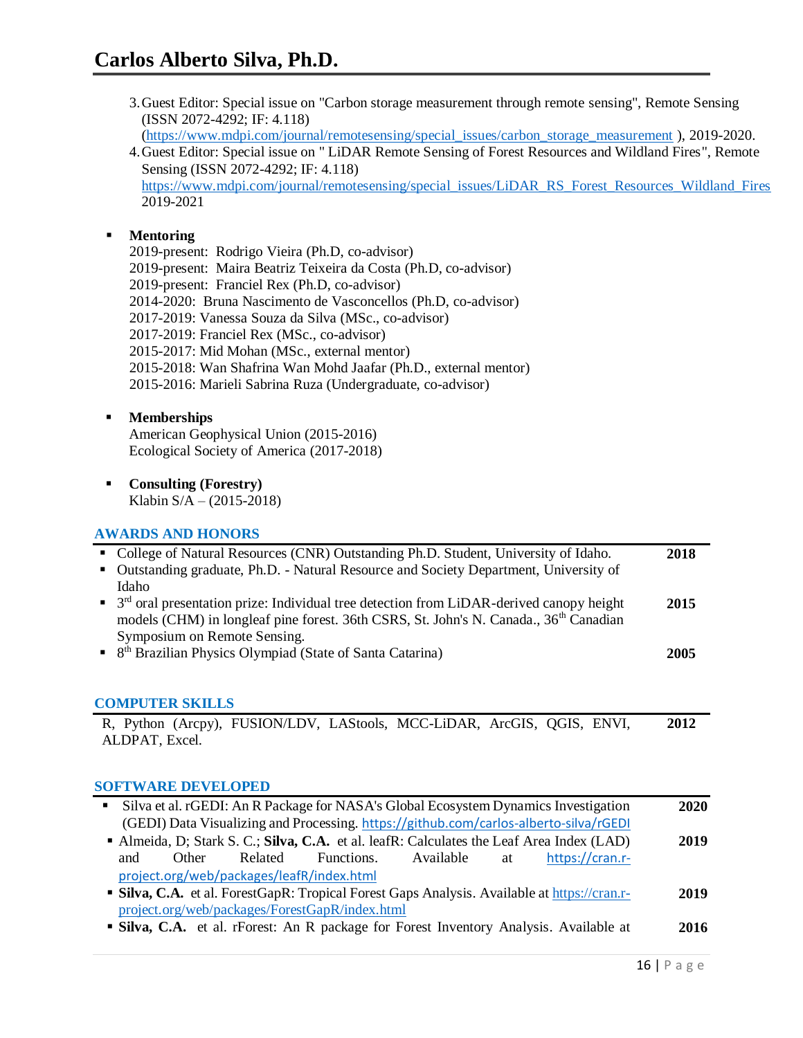3. Guest Editor: Special issue on "Carbon storage measurement through remote sensing", Remote Sensing (ISSN 2072-4292; IF: 4.118) (https://www.mdpi.com/journal/remotesensing/special_issues/carbon_storage_measurement ), 2019-2020.
4. Guest Editor: Special issue on " LiDAR Remote Sensing of Forest Resources and Wildland Fires", Remote Sensing (ISSN 2072-4292; IF: 4.118) https://www.mdpi.com/journal/remotesensing/special_issues/LiDAR_RS_Forest_Resources_Wildland_Fires 2019-2021

- **Mentoring**
  2019-present: Rodrigo Vieira (Ph.D, co-advisor)
  2019-present: Maira Beatriz Teixeira da Costa (Ph.D, co-advisor)
  2019-present: Franciel Rex (Ph.D, co-advisor)
  2014-2020: Bruna Nascimento de Vasconcellos (Ph.D, co-advisor)
  2017-2019: Vanessa Souza da Silva (MSc., co-advisor)
  2017-2019: Franciel Rex (MSc., co-advisor)
  2015-2017: Mid Mohan (MSc., external mentor)
  2015-2018: Wan Shafrina Wan Mohd Jaafar (Ph.D., external mentor)
  2015-2016: Marieli Sabrina Ruza (Undergraduate, co-advisor)

- **Memberships**
  American Geophysical Union (2015-2016)
  Ecological Society of America (2017-2018)

- **Consulting (Forestry)**
  Klabin S/A – (2015-2018)

## AWARDS AND HONORS

- College of Natural Resources (CNR) Outstanding Ph.D. Student, University of Idaho. **2018**
- Outstanding graduate, Ph.D. - Natural Resource and Society Department, University of Idaho
- 3rd oral presentation prize: Individual tree detection from LiDAR-derived canopy height models (CHM) in longleaf pine forest. 36th CSRS, St. John's N. Canada., 36th Canadian Symposium on Remote Sensing. **2015**
- 8th Brazilian Physics Olympiad (State of Santa Catarina) **2005**

## COMPUTER SKILLS

R, Python (Arcpy), FUSION/LDV, LAStools, MCC-LiDAR, ArcGIS, QGIS, ENVI, ALDPAT, Excel. **2012**

## SOFTWARE DEVELOPED

- Silva et al. rGEDI: An R Package for NASA's Global Ecosystem Dynamics Investigation (GEDI) Data Visualizing and Processing. https://github.com/carlos-alberto-silva/rGEDI **2020**
- Almeida, D; Stark S. C.; **Silva, C.A.** et al. leafR: Calculates the Leaf Area Index (LAD) and Other Related Functions. Available at https://cran.r-project.org/web/packages/leafR/index.html **2019**
- **Silva, C.A.** et al. ForestGapR: Tropical Forest Gaps Analysis. Available at https://cran.r-project.org/web/packages/ForestGapR/index.html **2019**
- **Silva, C.A.** et al. rForest: An R package for Forest Inventory Analysis. Available at **2016**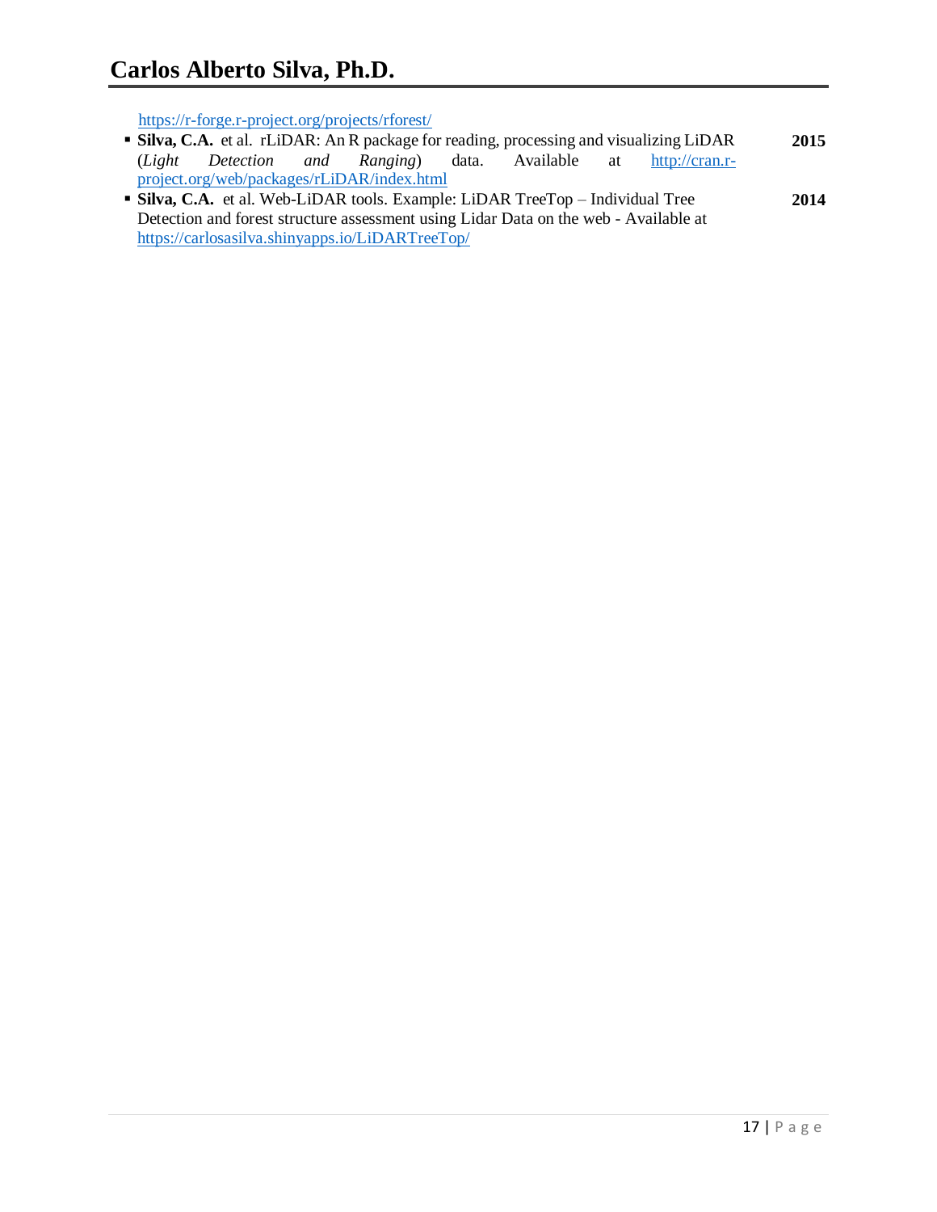https://r-forge.r-project.org/projects/rforest/

- **Silva, C.A.** et al. rLiDAR: An R package for reading, processing and visualizing LiDAR (*Light Detection and Ranging*) data. Available at http://cran.r-project.org/web/packages/rLiDAR/index.html **2015**
- **Silva, C.A.** et al. Web-LiDAR tools. Example: LiDAR TreeTop – Individual Tree Detection and forest structure assessment using Lidar Data on the web - Available at https://carlosasilva.shinyapps.io/LiDARTreeTop/ **2014**